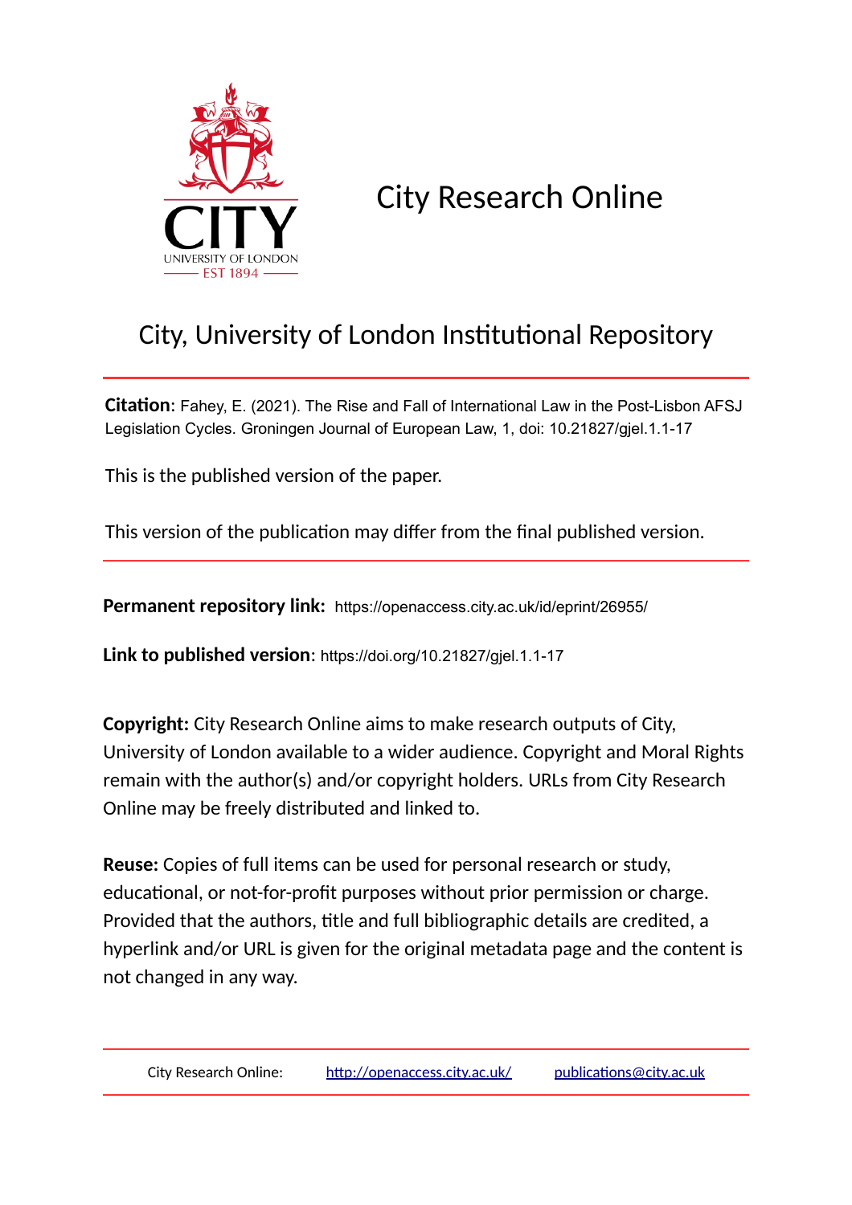# City Research Online

## City, University of London Institutional Repository

**Citation**: Fahey, E. (2021). The Rise and Fall of International Law in the Post-Lisbon AFSJ Legislation Cycles. Groningen Journal of European Law, 1, doi: 10.21827/gjel.1.1-17

This is the published version of the paper.

This version of the publication may differ from the final published version.

**Permanent repository link:** https://openaccess.city.ac.uk/id/eprint/26955/

**Link to published version**: https://doi.org/10.21827/gjel.1.1-17

**Copyright:** City Research Online aims to make research outputs of City, University of London available to a wider audience. Copyright and Moral Rights remain with the author(s) and/or copyright holders. URLs from City Research Online may be freely distributed and linked to.

**Reuse:** Copies of full items can be used for personal research or study, educational, or not-for-profit purposes without prior permission or charge. Provided that the authors, title and full bibliographic details are credited, a hyperlink and/or URL is given for the original metadata page and the content is not changed in any way.

City Research Online: http://openaccess.city.ac.uk/ publications@city.ac.uk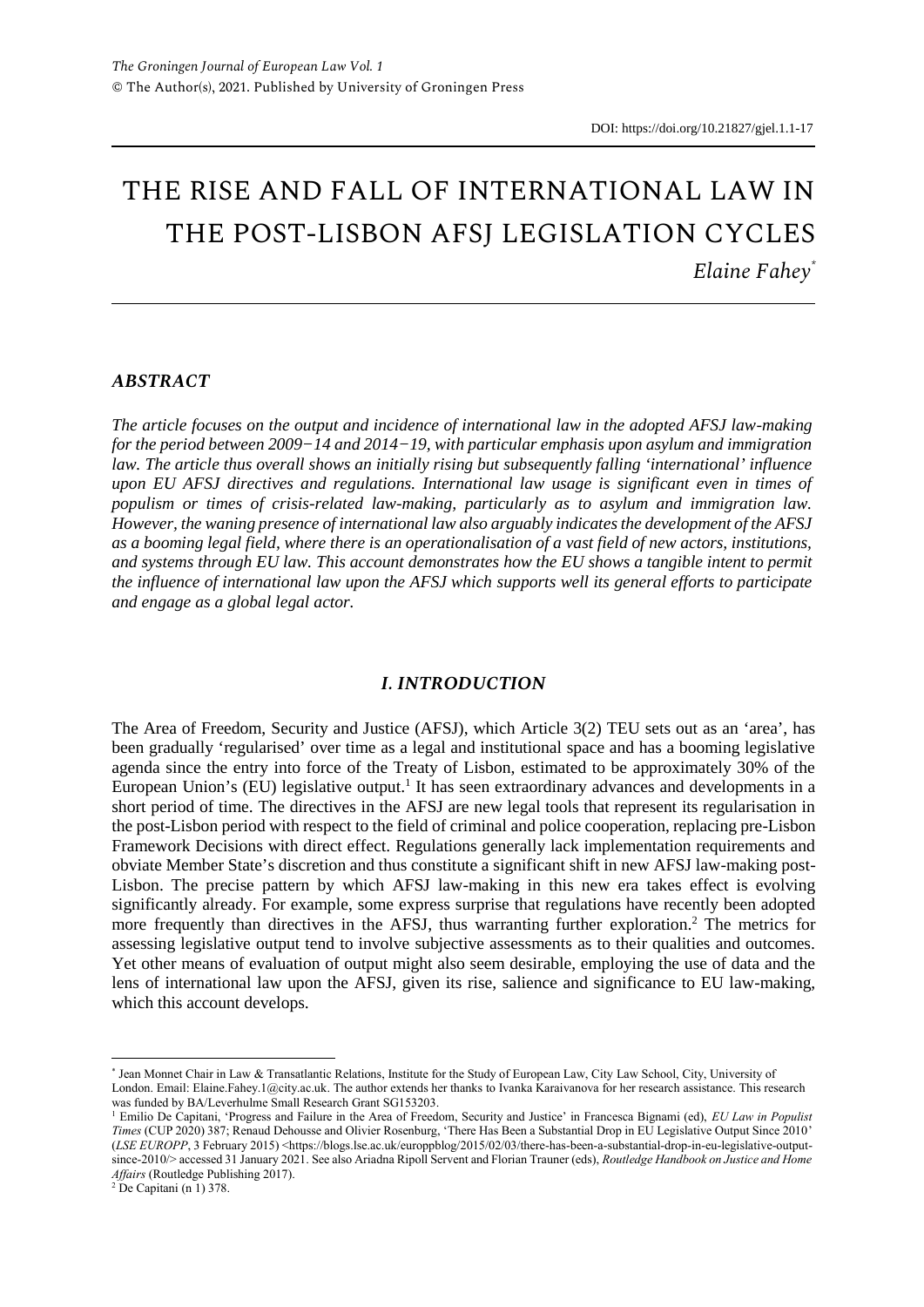*The Groningen Journal of European Law Vol. 1*
© The Author(s), 2021. Published by University of Groningen Press

DOI: https://doi.org/10.21827/gjel.1.1-17

# THE RISE AND FALL OF INTERNATIONAL LAW IN THE POST-LISBON AFSJ LEGISLATION CYCLES

*Elaine Fahey*[*]

## *ABSTRACT*

*The article focuses on the output and incidence of international law in the adopted AFSJ law-making for the period between 2009−14 and 2014−19, with particular emphasis upon asylum and immigration law. The article thus overall shows an initially rising but subsequently falling 'international' influence upon EU AFSJ directives and regulations. International law usage is significant even in times of populism or times of crisis-related law-making, particularly as to asylum and immigration law. However, the waning presence of international law also arguably indicates the development of the AFSJ as a booming legal field, where there is an operationalisation of a vast field of new actors, institutions, and systems through EU law. This account demonstrates how the EU shows a tangible intent to permit the influence of international law upon the AFSJ which supports well its general efforts to participate and engage as a global legal actor.*

## *I. INTRODUCTION*

The Area of Freedom, Security and Justice (AFSJ), which Article 3(2) TEU sets out as an 'area', has been gradually 'regularised' over time as a legal and institutional space and has a booming legislative agenda since the entry into force of the Treaty of Lisbon, estimated to be approximately 30% of the European Union's (EU) legislative output.[1] It has seen extraordinary advances and developments in a short period of time. The directives in the AFSJ are new legal tools that represent its regularisation in the post-Lisbon period with respect to the field of criminal and police cooperation, replacing pre-Lisbon Framework Decisions with direct effect. Regulations generally lack implementation requirements and obviate Member State's discretion and thus constitute a significant shift in new AFSJ law-making post-Lisbon. The precise pattern by which AFSJ law-making in this new era takes effect is evolving significantly already. For example, some express surprise that regulations have recently been adopted more frequently than directives in the AFSJ, thus warranting further exploration.[2] The metrics for assessing legislative output tend to involve subjective assessments as to their qualities and outcomes. Yet other means of evaluation of output might also seem desirable, employing the use of data and the lens of international law upon the AFSJ, given its rise, salience and significance to EU law-making, which this account develops.

---

[*] Jean Monnet Chair in Law & Transatlantic Relations, Institute for the Study of European Law, City Law School, City, University of London. Email: Elaine.Fahey.1@city.ac.uk. The author extends her thanks to Ivanka Karaivanova for her research assistance. This research was funded by BA/Leverhulme Small Research Grant SG153203.

[1] Emilio De Capitani, 'Progress and Failure in the Area of Freedom, Security and Justice' in Francesca Bignami (ed), *EU Law in Populist Times* (CUP 2020) 387; Renaud Dehousse and Olivier Rosenburg, 'There Has Been a Substantial Drop in EU Legislative Output Since 2010' (*LSE EUROPP*, 3 February 2015) <https://blogs.lse.ac.uk/europpblog/2015/02/03/there-has-been-a-substantial-drop-in-eu-legislative-output-since-2010/> accessed 31 January 2021. See also Ariadna Ripoll Servent and Florian Trauner (eds), *Routledge Handbook on Justice and Home Affairs* (Routledge Publishing 2017).

[2] De Capitani (n 1) 378.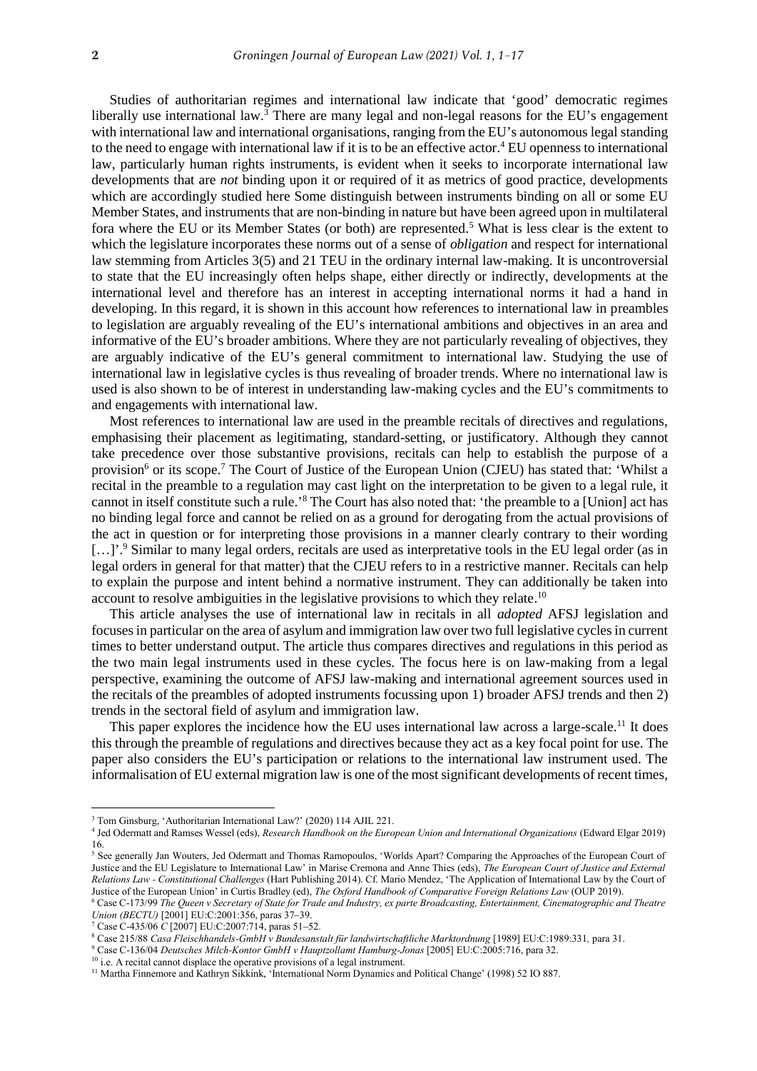Studies of authoritarian regimes and international law indicate that 'good' democratic regimes liberally use international law.[3] There are many legal and non-legal reasons for the EU's engagement with international law and international organisations, ranging from the EU's autonomous legal standing to the need to engage with international law if it is to be an effective actor.[4] EU openness to international law, particularly human rights instruments, is evident when it seeks to incorporate international law developments that are *not* binding upon it or required of it as metrics of good practice, developments which are accordingly studied here Some distinguish between instruments binding on all or some EU Member States, and instruments that are non-binding in nature but have been agreed upon in multilateral fora where the EU or its Member States (or both) are represented.[5] What is less clear is the extent to which the legislature incorporates these norms out of a sense of *obligation* and respect for international law stemming from Articles 3(5) and 21 TEU in the ordinary internal law-making. It is uncontroversial to state that the EU increasingly often helps shape, either directly or indirectly, developments at the international level and therefore has an interest in accepting international norms it had a hand in developing. In this regard, it is shown in this account how references to international law in preambles to legislation are arguably revealing of the EU's international ambitions and objectives in an area and informative of the EU's broader ambitions. Where they are not particularly revealing of objectives, they are arguably indicative of the EU's general commitment to international law. Studying the use of international law in legislative cycles is thus revealing of broader trends. Where no international law is used is also shown to be of interest in understanding law-making cycles and the EU's commitments to and engagements with international law.

Most references to international law are used in the preamble recitals of directives and regulations, emphasising their placement as legitimating, standard-setting, or justificatory. Although they cannot take precedence over those substantive provisions, recitals can help to establish the purpose of a provision[6] or its scope.[7] The Court of Justice of the European Union (CJEU) has stated that: 'Whilst a recital in the preamble to a regulation may cast light on the interpretation to be given to a legal rule, it cannot in itself constitute such a rule.'[8] The Court has also noted that: 'the preamble to a [Union] act has no binding legal force and cannot be relied on as a ground for derogating from the actual provisions of the act in question or for interpreting those provisions in a manner clearly contrary to their wording […]'.[9] Similar to many legal orders, recitals are used as interpretative tools in the EU legal order (as in legal orders in general for that matter) that the CJEU refers to in a restrictive manner. Recitals can help to explain the purpose and intent behind a normative instrument. They can additionally be taken into account to resolve ambiguities in the legislative provisions to which they relate.[10]

This article analyses the use of international law in recitals in all *adopted* AFSJ legislation and focuses in particular on the area of asylum and immigration law over two full legislative cycles in current times to better understand output. The article thus compares directives and regulations in this period as the two main legal instruments used in these cycles. The focus here is on law-making from a legal perspective, examining the outcome of AFSJ law-making and international agreement sources used in the recitals of the preambles of adopted instruments focussing upon 1) broader AFSJ trends and then 2) trends in the sectoral field of asylum and immigration law.

This paper explores the incidence how the EU uses international law across a large-scale.[11] It does this through the preamble of regulations and directives because they act as a key focal point for use. The paper also considers the EU's participation or relations to the international law instrument used. The informalisation of EU external migration law is one of the most significant developments of recent times,

---

[3] Tom Ginsburg, 'Authoritarian International Law?' (2020) 114 AJIL 221.

[4] Jed Odermatt and Ramses Wessel (eds), *Research Handbook on the European Union and International Organizations* (Edward Elgar 2019) 16.

[5] See generally Jan Wouters, Jed Odermatt and Thomas Ramopoulos, 'Worlds Apart? Comparing the Approaches of the European Court of Justice and the EU Legislature to International Law' in Marise Cremona and Anne Thies (eds), *The European Court of Justice and External Relations Law - Constitutional Challenges* (Hart Publishing 2014). Cf. Mario Mendez, 'The Application of International Law by the Court of Justice of the European Union' in Curtis Bradley (ed), *The Oxford Handbook of Comparative Foreign Relations Law* (OUP 2019).

[6] Case C-173/99 *The Queen v Secretary of State for Trade and Industry, ex parte Broadcasting, Entertainment, Cinematographic and Theatre Union (BECTU)* [2001] EU:C:2001:356, paras 37–39.

[7] Case C-435/06 *C* [2007] EU:C:2007:714, paras 51–52.

[8] Case 215/88 *Casa Fleischhandels-GmbH v Bundesanstalt für landwirtschaftliche Marktordnung* [1989] EU:C:1989:331, para 31.

[9] Case C-136/04 *Deutsches Milch-Kontor GmbH v Hauptzollamt Hamburg-Jonas* [2005] EU:C:2005:716, para 32.

[10] i.e. A recital cannot displace the operative provisions of a legal instrument.

[11] Martha Finnemore and Kathryn Sikkink, 'International Norm Dynamics and Political Change' (1998) 52 IO 887.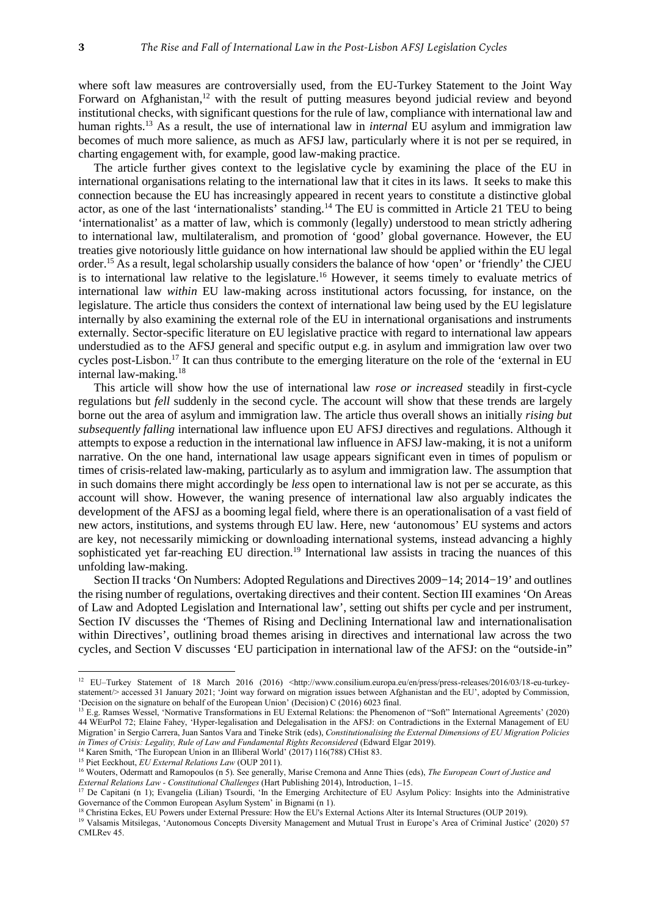where soft law measures are controversially used, from the EU-Turkey Statement to the Joint Way Forward on Afghanistan,[12] with the result of putting measures beyond judicial review and beyond institutional checks, with significant questions for the rule of law, compliance with international law and human rights.[13] As a result, the use of international law in *internal* EU asylum and immigration law becomes of much more salience, as much as AFSJ law, particularly where it is not per se required, in charting engagement with, for example, good law-making practice.

The article further gives context to the legislative cycle by examining the place of the EU in international organisations relating to the international law that it cites in its laws. It seeks to make this connection because the EU has increasingly appeared in recent years to constitute a distinctive global actor, as one of the last 'internationalists' standing.[14] The EU is committed in Article 21 TEU to being 'internationalist' as a matter of law, which is commonly (legally) understood to mean strictly adhering to international law, multilateralism, and promotion of 'good' global governance. However, the EU treaties give notoriously little guidance on how international law should be applied within the EU legal order.[15] As a result, legal scholarship usually considers the balance of how 'open' or 'friendly' the CJEU is to international law relative to the legislature.[16] However, it seems timely to evaluate metrics of international law *within* EU law-making across institutional actors focussing, for instance, on the legislature. The article thus considers the context of international law being used by the EU legislature internally by also examining the external role of the EU in international organisations and instruments externally. Sector-specific literature on EU legislative practice with regard to international law appears understudied as to the AFSJ general and specific output e.g. in asylum and immigration law over two cycles post-Lisbon.[17] It can thus contribute to the emerging literature on the role of the 'external in EU internal law-making.[18]

This article will show how the use of international law *rose or increased* steadily in first-cycle regulations but *fell* suddenly in the second cycle. The account will show that these trends are largely borne out the area of asylum and immigration law. The article thus overall shows an initially *rising but subsequently falling* international law influence upon EU AFSJ directives and regulations. Although it attempts to expose a reduction in the international law influence in AFSJ law-making, it is not a uniform narrative. On the one hand, international law usage appears significant even in times of populism or times of crisis-related law-making, particularly as to asylum and immigration law. The assumption that in such domains there might accordingly be *less* open to international law is not per se accurate, as this account will show. However, the waning presence of international law also arguably indicates the development of the AFSJ as a booming legal field, where there is an operationalisation of a vast field of new actors, institutions, and systems through EU law. Here, new 'autonomous' EU systems and actors are key, not necessarily mimicking or downloading international systems, instead advancing a highly sophisticated yet far-reaching EU direction.[19] International law assists in tracing the nuances of this unfolding law-making.

Section II tracks 'On Numbers: Adopted Regulations and Directives 2009−14; 2014−19' and outlines the rising number of regulations, overtaking directives and their content. Section III examines 'On Areas of Law and Adopted Legislation and International law', setting out shifts per cycle and per instrument, Section IV discusses the 'Themes of Rising and Declining International law and internationalisation within Directives', outlining broad themes arising in directives and international law across the two cycles, and Section V discusses 'EU participation in international law of the AFSJ: on the "outside-in"

---

[12] EU–Turkey Statement of 18 March 2016 (2016) <http://www.consilium.europa.eu/en/press/press-releases/2016/03/18-eu-turkey-statement/> accessed 31 January 2021; 'Joint way forward on migration issues between Afghanistan and the EU', adopted by Commission, 'Decision on the signature on behalf of the European Union' (Decision) C (2016) 6023 final.

[13] E.g. Ramses Wessel, 'Normative Transformations in EU External Relations: the Phenomenon of "Soft" International Agreements' (2020) 44 WEurPol 72; Elaine Fahey, 'Hyper-legalisation and Delegalisation in the AFSJ: on Contradictions in the External Management of EU Migration' in Sergio Carrera, Juan Santos Vara and Tineke Strik (eds), *Constitutionalising the External Dimensions of EU Migration Policies in Times of Crisis: Legality, Rule of Law and Fundamental Rights Reconsidered* (Edward Elgar 2019).

[14] Karen Smith, 'The European Union in an Illiberal World' (2017) 116(788) CHist 83.

[15] Piet Eeckhout, *EU External Relations Law* (OUP 2011).

[16] Wouters, Odermatt and Ramopoulos (n 5). See generally, Marise Cremona and Anne Thies (eds), *The European Court of Justice and External Relations Law - Constitutional Challenges* (Hart Publishing 2014), Introduction, 1–15.

[17] De Capitani (n 1); Evangelia (Lilian) Tsourdi, 'In the Emerging Architecture of EU Asylum Policy: Insights into the Administrative Governance of the Common European Asylum System' in Bignami (n 1).

[18] Christina Eckes, EU Powers under External Pressure: How the EU's External Actions Alter its Internal Structures (OUP 2019).

[19] Valsamis Mitsilegas, 'Autonomous Concepts Diversity Management and Mutual Trust in Europe's Area of Criminal Justice' (2020) 57 CMLRev 45.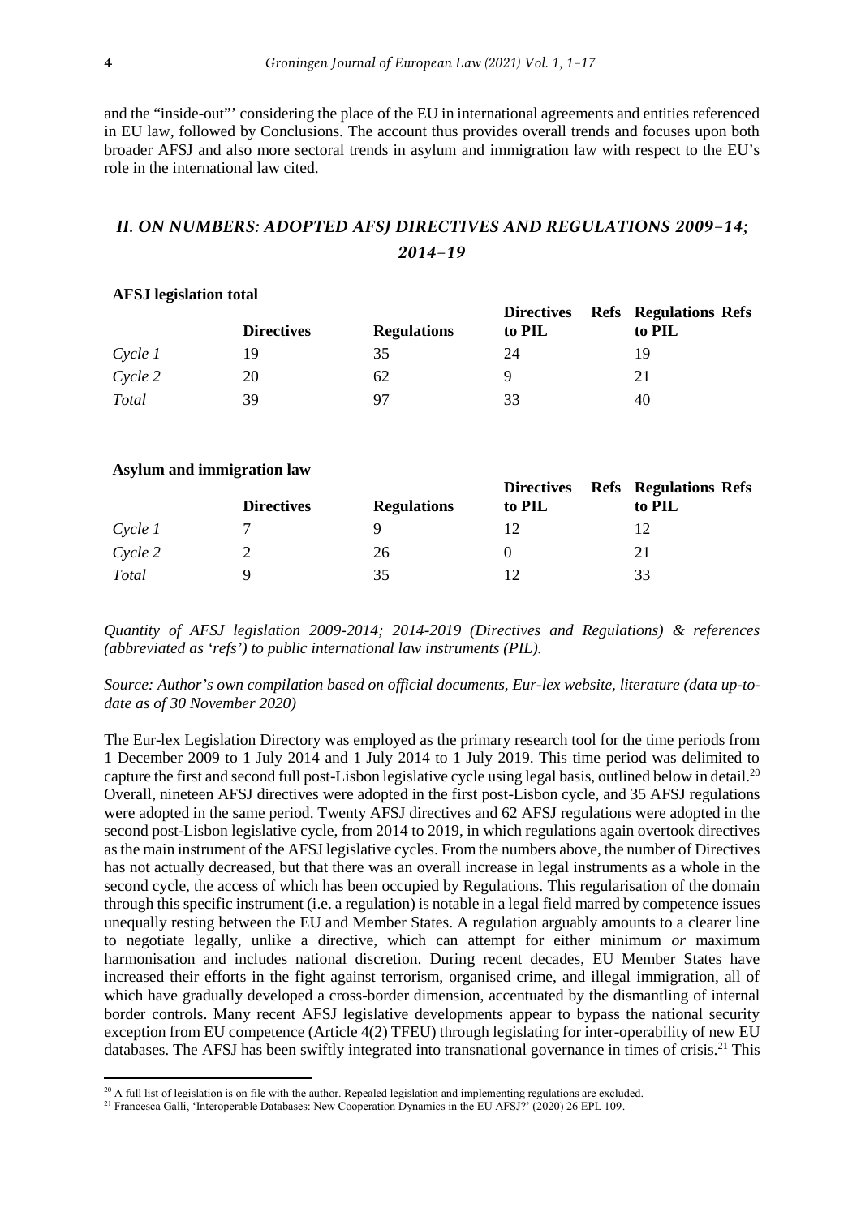and the "inside-out"' considering the place of the EU in international agreements and entities referenced in EU law, followed by Conclusions. The account thus provides overall trends and focuses upon both broader AFSJ and also more sectoral trends in asylum and immigration law with respect to the EU's role in the international law cited.

## *II. ON NUMBERS: ADOPTED AFSJ DIRECTIVES AND REGULATIONS 2009–14; 2014–19*

**AFSJ legislation total**

| | **Directives** | **Regulations** | **Directives Refs to PIL** | **Regulations Refs to PIL** |
|---|---|---|---|---|
| *Cycle 1* | 19 | 35 | 24 | 19 |
| *Cycle 2* | 20 | 62 | 9 | 21 |
| *Total* | 39 | 97 | 33 | 40 |

**Asylum and immigration law**

| | **Directives** | **Regulations** | **Directives Refs to PIL** | **Regulations Refs to PIL** |
|---|---|---|---|---|
| *Cycle 1* | 7 | 9 | 12 | 12 |
| *Cycle 2* | 2 | 26 | 0 | 21 |
| *Total* | 9 | 35 | 12 | 33 |

*Quantity of AFSJ legislation 2009-2014; 2014-2019 (Directives and Regulations) & references (abbreviated as 'refs') to public international law instruments (PIL).*

*Source: Author's own compilation based on official documents, Eur-lex website, literature (data up-to-date as of 30 November 2020)*

The Eur-lex Legislation Directory was employed as the primary research tool for the time periods from 1 December 2009 to 1 July 2014 and 1 July 2014 to 1 July 2019. This time period was delimited to capture the first and second full post-Lisbon legislative cycle using legal basis, outlined below in detail.[20] Overall, nineteen AFSJ directives were adopted in the first post-Lisbon cycle, and 35 AFSJ regulations were adopted in the same period. Twenty AFSJ directives and 62 AFSJ regulations were adopted in the second post-Lisbon legislative cycle, from 2014 to 2019, in which regulations again overtook directives as the main instrument of the AFSJ legislative cycles. From the numbers above, the number of Directives has not actually decreased, but that there was an overall increase in legal instruments as a whole in the second cycle, the access of which has been occupied by Regulations. This regularisation of the domain through this specific instrument (i.e. a regulation) is notable in a legal field marred by competence issues unequally resting between the EU and Member States. A regulation arguably amounts to a clearer line to negotiate legally, unlike a directive, which can attempt for either minimum *or* maximum harmonisation and includes national discretion. During recent decades, EU Member States have increased their efforts in the fight against terrorism, organised crime, and illegal immigration, all of which have gradually developed a cross-border dimension, accentuated by the dismantling of internal border controls. Many recent AFSJ legislative developments appear to bypass the national security exception from EU competence (Article 4(2) TFEU) through legislating for inter-operability of new EU databases. The AFSJ has been swiftly integrated into transnational governance in times of crisis.[21] This

[20] A full list of legislation is on file with the author. Repealed legislation and implementing regulations are excluded.

[21] Francesca Galli, 'Interoperable Databases: New Cooperation Dynamics in the EU AFSJ?' (2020) 26 EPL 109.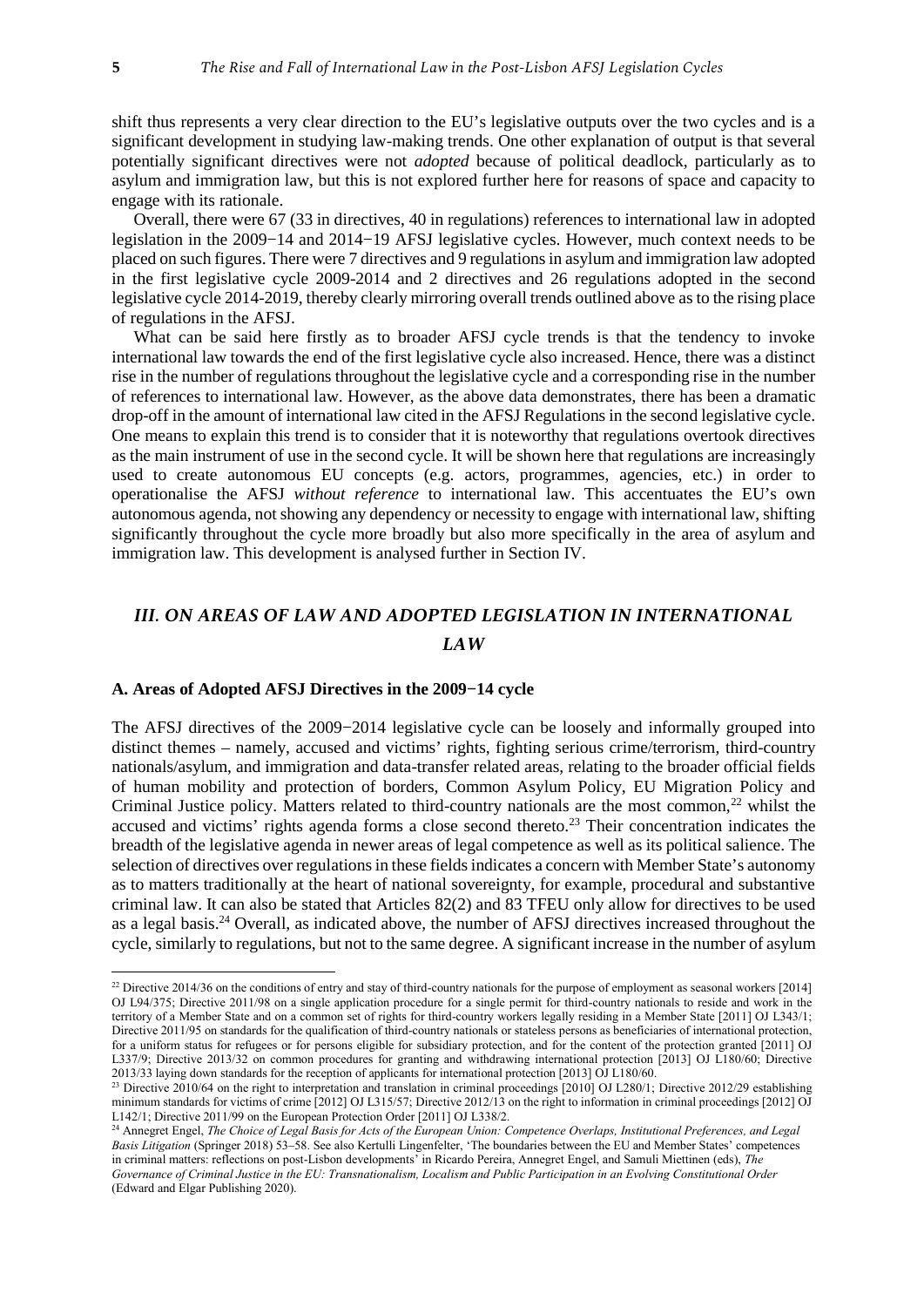shift thus represents a very clear direction to the EU's legislative outputs over the two cycles and is a significant development in studying law-making trends. One other explanation of output is that several potentially significant directives were not *adopted* because of political deadlock, particularly as to asylum and immigration law, but this is not explored further here for reasons of space and capacity to engage with its rationale.

Overall, there were 67 (33 in directives, 40 in regulations) references to international law in adopted legislation in the 2009−14 and 2014−19 AFSJ legislative cycles. However, much context needs to be placed on such figures. There were 7 directives and 9 regulations in asylum and immigration law adopted in the first legislative cycle 2009-2014 and 2 directives and 26 regulations adopted in the second legislative cycle 2014-2019, thereby clearly mirroring overall trends outlined above as to the rising place of regulations in the AFSJ.

What can be said here firstly as to broader AFSJ cycle trends is that the tendency to invoke international law towards the end of the first legislative cycle also increased. Hence, there was a distinct rise in the number of regulations throughout the legislative cycle and a corresponding rise in the number of references to international law. However, as the above data demonstrates, there has been a dramatic drop-off in the amount of international law cited in the AFSJ Regulations in the second legislative cycle. One means to explain this trend is to consider that it is noteworthy that regulations overtook directives as the main instrument of use in the second cycle. It will be shown here that regulations are increasingly used to create autonomous EU concepts (e.g. actors, programmes, agencies, etc.) in order to operationalise the AFSJ *without reference* to international law. This accentuates the EU's own autonomous agenda, not showing any dependency or necessity to engage with international law, shifting significantly throughout the cycle more broadly but also more specifically in the area of asylum and immigration law. This development is analysed further in Section IV.

## *III. On Areas of Law and Adopted Legislation in International Law*

### A. Areas of Adopted AFSJ Directives in the 2009−14 cycle

The AFSJ directives of the 2009−2014 legislative cycle can be loosely and informally grouped into distinct themes – namely, accused and victims' rights, fighting serious crime/terrorism, third-country nationals/asylum, and immigration and data-transfer related areas, relating to the broader official fields of human mobility and protection of borders, Common Asylum Policy, EU Migration Policy and Criminal Justice policy. Matters related to third-country nationals are the most common,[22] whilst the accused and victims' rights agenda forms a close second thereto.[23] Their concentration indicates the breadth of the legislative agenda in newer areas of legal competence as well as its political salience. The selection of directives over regulations in these fields indicates a concern with Member State's autonomy as to matters traditionally at the heart of national sovereignty, for example, procedural and substantive criminal law. It can also be stated that Articles 82(2) and 83 TFEU only allow for directives to be used as a legal basis.[24] Overall, as indicated above, the number of AFSJ directives increased throughout the cycle, similarly to regulations, but not to the same degree. A significant increase in the number of asylum

---

[22] Directive 2014/36 on the conditions of entry and stay of third-country nationals for the purpose of employment as seasonal workers [2014] OJ L94/375; Directive 2011/98 on a single application procedure for a single permit for third-country nationals to reside and work in the territory of a Member State and on a common set of rights for third-country workers legally residing in a Member State [2011] OJ L343/1; Directive 2011/95 on standards for the qualification of third-country nationals or stateless persons as beneficiaries of international protection, for a uniform status for refugees or for persons eligible for subsidiary protection, and for the content of the protection granted [2011] OJ L337/9; Directive 2013/32 on common procedures for granting and withdrawing international protection [2013] OJ L180/60; Directive 2013/33 laying down standards for the reception of applicants for international protection [2013] OJ L180/60.

[23] Directive 2010/64 on the right to interpretation and translation in criminal proceedings [2010] OJ L280/1; Directive 2012/29 establishing minimum standards for victims of crime [2012] OJ L315/57; Directive 2012/13 on the right to information in criminal proceedings [2012] OJ L142/1; Directive 2011/99 on the European Protection Order [2011] OJ L338/2.

[24] Annegret Engel, *The Choice of Legal Basis for Acts of the European Union: Competence Overlaps, Institutional Preferences, and Legal Basis Litigation* (Springer 2018) 53–58. See also Kertulli Lingenfelter, 'The boundaries between the EU and Member States' competences in criminal matters: reflections on post-Lisbon developments' in Ricardo Pereira, Annegret Engel, and Samuli Miettinen (eds), *The Governance of Criminal Justice in the EU: Transnationalism, Localism and Public Participation in an Evolving Constitutional Order* (Edward and Elgar Publishing 2020).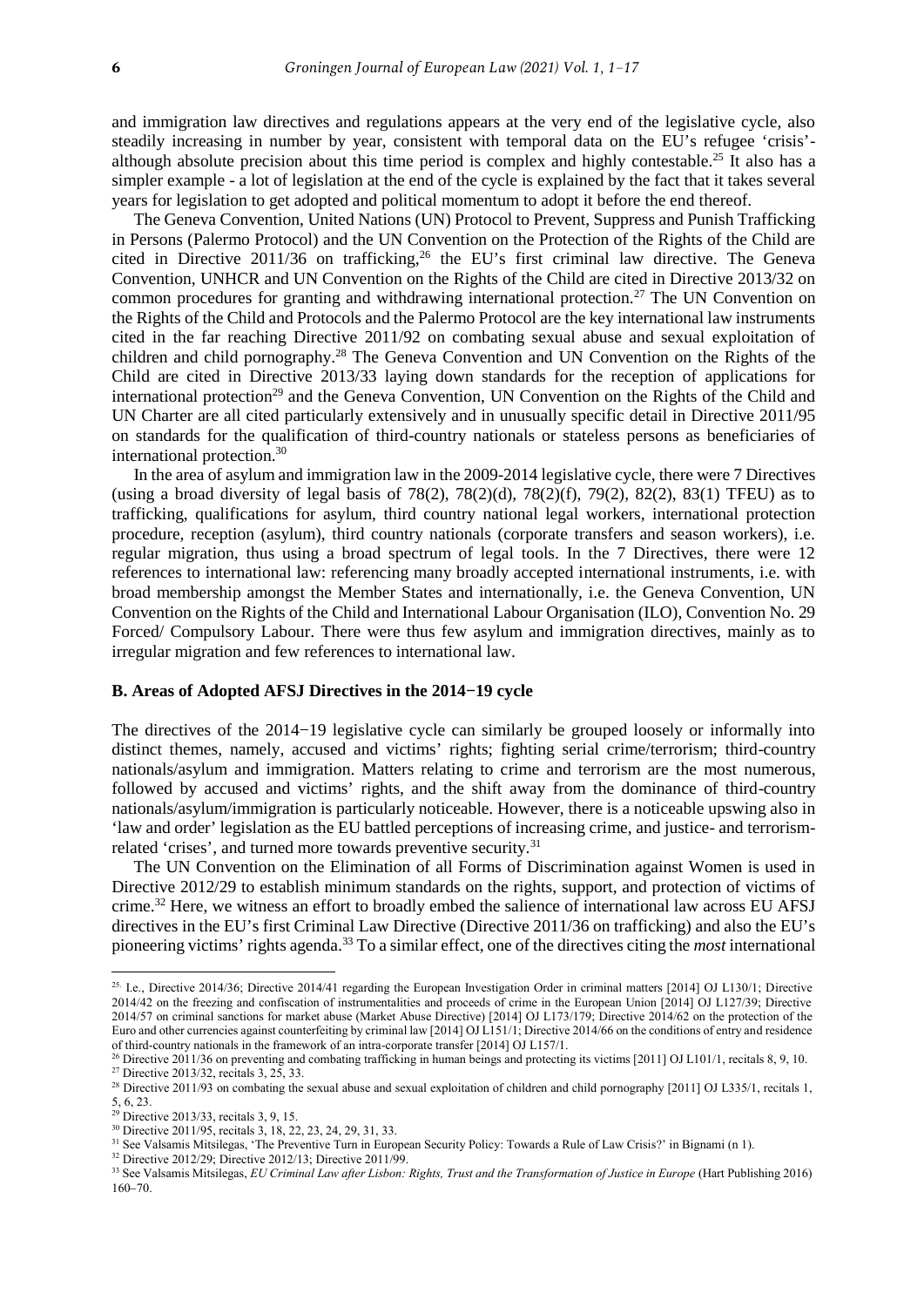and immigration law directives and regulations appears at the very end of the legislative cycle, also steadily increasing in number by year, consistent with temporal data on the EU's refugee 'crisis'- although absolute precision about this time period is complex and highly contestable.[25] It also has a simpler example - a lot of legislation at the end of the cycle is explained by the fact that it takes several years for legislation to get adopted and political momentum to adopt it before the end thereof.

The Geneva Convention, United Nations (UN) Protocol to Prevent, Suppress and Punish Trafficking in Persons (Palermo Protocol) and the UN Convention on the Protection of the Rights of the Child are cited in Directive 2011/36 on trafficking,[26] the EU's first criminal law directive. The Geneva Convention, UNHCR and UN Convention on the Rights of the Child are cited in Directive 2013/32 on common procedures for granting and withdrawing international protection.[27] The UN Convention on the Rights of the Child and Protocols and the Palermo Protocol are the key international law instruments cited in the far reaching Directive 2011/92 on combating sexual abuse and sexual exploitation of children and child pornography.[28] The Geneva Convention and UN Convention on the Rights of the Child are cited in Directive 2013/33 laying down standards for the reception of applications for international protection[29] and the Geneva Convention, UN Convention on the Rights of the Child and UN Charter are all cited particularly extensively and in unusually specific detail in Directive 2011/95 on standards for the qualification of third-country nationals or stateless persons as beneficiaries of international protection.[30]

In the area of asylum and immigration law in the 2009-2014 legislative cycle, there were 7 Directives (using a broad diversity of legal basis of 78(2), 78(2)(d), 78(2)(f), 79(2), 82(2), 83(1) TFEU) as to trafficking, qualifications for asylum, third country national legal workers, international protection procedure, reception (asylum), third country nationals (corporate transfers and season workers), i.e. regular migration, thus using a broad spectrum of legal tools. In the 7 Directives, there were 12 references to international law: referencing many broadly accepted international instruments, i.e. with broad membership amongst the Member States and internationally, i.e. the Geneva Convention, UN Convention on the Rights of the Child and International Labour Organisation (ILO), Convention No. 29 Forced/ Compulsory Labour. There were thus few asylum and immigration directives, mainly as to irregular migration and few references to international law.

### B. Areas of Adopted AFSJ Directives in the 2014−19 cycle

The directives of the 2014−19 legislative cycle can similarly be grouped loosely or informally into distinct themes, namely, accused and victims' rights; fighting serial crime/terrorism; third-country nationals/asylum and immigration. Matters relating to crime and terrorism are the most numerous, followed by accused and victims' rights, and the shift away from the dominance of third-country nationals/asylum/immigration is particularly noticeable. However, there is a noticeable upswing also in 'law and order' legislation as the EU battled perceptions of increasing crime, and justice- and terrorism-related 'crises', and turned more towards preventive security.[31]

The UN Convention on the Elimination of all Forms of Discrimination against Women is used in Directive 2012/29 to establish minimum standards on the rights, support, and protection of victims of crime.[32] Here, we witness an effort to broadly embed the salience of international law across EU AFSJ directives in the EU's first Criminal Law Directive (Directive 2011/36 on trafficking) and also the EU's pioneering victims' rights agenda.[33] To a similar effect, one of the directives citing the *most* international

---

[25] I.e., Directive 2014/36; Directive 2014/41 regarding the European Investigation Order in criminal matters [2014] OJ L130/1; Directive 2014/42 on the freezing and confiscation of instrumentalities and proceeds of crime in the European Union [2014] OJ L127/39; Directive 2014/57 on criminal sanctions for market abuse (Market Abuse Directive) [2014] OJ L173/179; Directive 2014/62 on the protection of the Euro and other currencies against counterfeiting by criminal law [2014] OJ L151/1; Directive 2014/66 on the conditions of entry and residence of third-country nationals in the framework of an intra-corporate transfer [2014] OJ L157/1.

[26] Directive 2011/36 on preventing and combating trafficking in human beings and protecting its victims [2011] OJ L101/1, recitals 8, 9, 10.

[27] Directive 2013/32, recitals 3, 25, 33.

[28] Directive 2011/93 on combating the sexual abuse and sexual exploitation of children and child pornography [2011] OJ L335/1, recitals 1, 5, 6, 23.

[29] Directive 2013/33, recitals 3, 9, 15.

[30] Directive 2011/95, recitals 3, 18, 22, 23, 24, 29, 31, 33.

[31] See Valsamis Mitsilegas, 'The Preventive Turn in European Security Policy: Towards a Rule of Law Crisis?' in Bignami (n 1).

[32] Directive 2012/29; Directive 2012/13; Directive 2011/99.

[33] See Valsamis Mitsilegas, *EU Criminal Law after Lisbon: Rights, Trust and the Transformation of Justice in Europe* (Hart Publishing 2016) 160–70.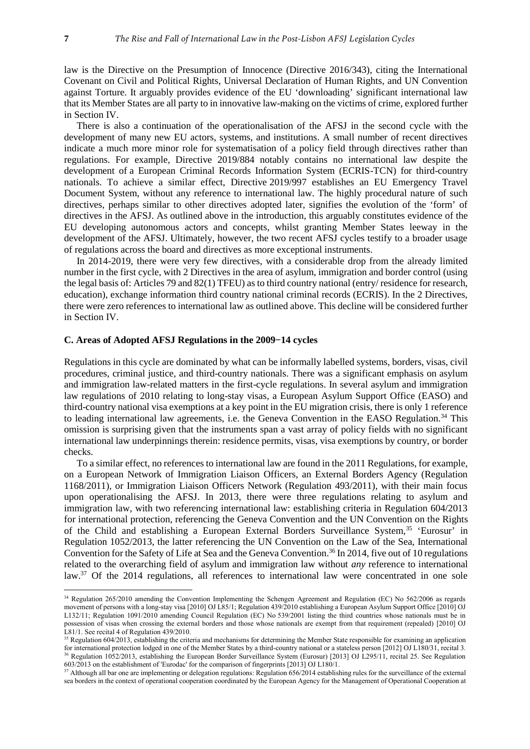law is the Directive on the Presumption of Innocence (Directive 2016/343), citing the International Covenant on Civil and Political Rights, Universal Declaration of Human Rights, and UN Convention against Torture. It arguably provides evidence of the EU 'downloading' significant international law that its Member States are all party to in innovative law-making on the victims of crime, explored further in Section IV.

There is also a continuation of the operationalisation of the AFSJ in the second cycle with the development of many new EU actors, systems, and institutions. A small number of recent directives indicate a much more minor role for systematisation of a policy field through directives rather than regulations. For example, Directive 2019/884 notably contains no international law despite the development of a European Criminal Records Information System (ECRIS-TCN) for third-country nationals. To achieve a similar effect, Directive 2019/997 establishes an EU Emergency Travel Document System, without any reference to international law. The highly procedural nature of such directives, perhaps similar to other directives adopted later, signifies the evolution of the 'form' of directives in the AFSJ. As outlined above in the introduction, this arguably constitutes evidence of the EU developing autonomous actors and concepts, whilst granting Member States leeway in the development of the AFSJ. Ultimately, however, the two recent AFSJ cycles testify to a broader usage of regulations across the board and directives as more exceptional instruments.

In 2014-2019, there were very few directives, with a considerable drop from the already limited number in the first cycle, with 2 Directives in the area of asylum, immigration and border control (using the legal basis of: Articles 79 and 82(1) TFEU) as to third country national (entry/ residence for research, education), exchange information third country national criminal records (ECRIS). In the 2 Directives, there were zero references to international law as outlined above. This decline will be considered further in Section IV.

### C. Areas of Adopted AFSJ Regulations in the 2009−14 cycles

Regulations in this cycle are dominated by what can be informally labelled systems, borders, visas, civil procedures, criminal justice, and third-country nationals. There was a significant emphasis on asylum and immigration law-related matters in the first-cycle regulations. In several asylum and immigration law regulations of 2010 relating to long-stay visas, a European Asylum Support Office (EASO) and third-country national visa exemptions at a key point in the EU migration crisis, there is only 1 reference to leading international law agreements, i.e. the Geneva Convention in the EASO Regulation.[34] This omission is surprising given that the instruments span a vast array of policy fields with no significant international law underpinnings therein: residence permits, visas, visa exemptions by country, or border checks.

To a similar effect, no references to international law are found in the 2011 Regulations, for example, on a European Network of Immigration Liaison Officers, an External Borders Agency (Regulation 1168/2011), or Immigration Liaison Officers Network (Regulation 493/2011), with their main focus upon operationalising the AFSJ. In 2013, there were three regulations relating to asylum and immigration law, with two referencing international law: establishing criteria in Regulation 604/2013 for international protection, referencing the Geneva Convention and the UN Convention on the Rights of the Child and establishing a European External Borders Surveillance System,[35] 'Eurosur' in Regulation 1052/2013, the latter referencing the UN Convention on the Law of the Sea, International Convention for the Safety of Life at Sea and the Geneva Convention.[36] In 2014, five out of 10 regulations related to the overarching field of asylum and immigration law without *any* reference to international law.[37] Of the 2014 regulations, all references to international law were concentrated in one sole

[34] Regulation 265/2010 amending the Convention Implementing the Schengen Agreement and Regulation (EC) No 562/2006 as regards movement of persons with a long-stay visa [2010] OJ L85/1; Regulation 439/2010 establishing a European Asylum Support Office [2010] OJ L132/11; Regulation 1091/2010 amending Council Regulation (EC) No 539/2001 listing the third countries whose nationals must be in possession of visas when crossing the external borders and those whose nationals are exempt from that requirement (repealed) [2010] OJ L81/1. See recital 4 of Regulation 439/2010.

[35] Regulation 604/2013, establishing the criteria and mechanisms for determining the Member State responsible for examining an application for international protection lodged in one of the Member States by a third-country national or a stateless person [2012] OJ L180/31, recital 3.

[36] Regulation 1052/2013, establishing the European Border Surveillance System (Eurosur) [2013] OJ L295/11, recital 25. See Regulation 603/2013 on the establishment of 'Eurodac' for the comparison of fingerprints [2013] OJ L180/1.

[37] Although all bar one are implementing or delegation regulations: Regulation 656/2014 establishing rules for the surveillance of the external sea borders in the context of operational cooperation coordinated by the European Agency for the Management of Operational Cooperation at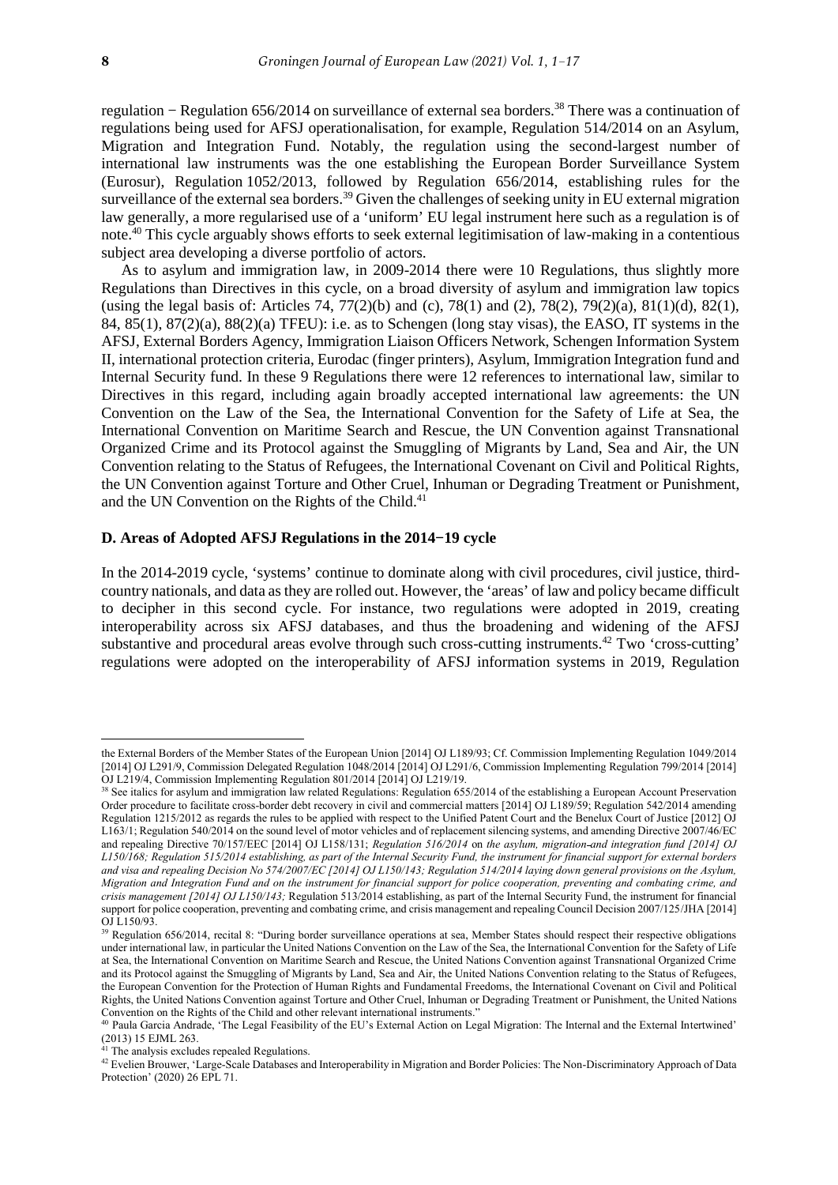regulation − Regulation 656/2014 on surveillance of external sea borders.[38] There was a continuation of regulations being used for AFSJ operationalisation, for example, Regulation 514/2014 on an Asylum, Migration and Integration Fund. Notably, the regulation using the second-largest number of international law instruments was the one establishing the European Border Surveillance System (Eurosur), Regulation 1052/2013, followed by Regulation 656/2014, establishing rules for the surveillance of the external sea borders.[39] Given the challenges of seeking unity in EU external migration law generally, a more regularised use of a 'uniform' EU legal instrument here such as a regulation is of note.[40] This cycle arguably shows efforts to seek external legitimisation of law-making in a contentious subject area developing a diverse portfolio of actors.

As to asylum and immigration law, in 2009-2014 there were 10 Regulations, thus slightly more Regulations than Directives in this cycle, on a broad diversity of asylum and immigration law topics (using the legal basis of: Articles 74, 77(2)(b) and (c), 78(1) and (2), 78(2), 79(2)(a), 81(1)(d), 82(1), 84, 85(1), 87(2)(a), 88(2)(a) TFEU): i.e. as to Schengen (long stay visas), the EASO, IT systems in the AFSJ, External Borders Agency, Immigration Liaison Officers Network, Schengen Information System II, international protection criteria, Eurodac (finger printers), Asylum, Immigration Integration fund and Internal Security fund. In these 9 Regulations there were 12 references to international law, similar to Directives in this regard, including again broadly accepted international law agreements: the UN Convention on the Law of the Sea, the International Convention for the Safety of Life at Sea, the International Convention on Maritime Search and Rescue, the UN Convention against Transnational Organized Crime and its Protocol against the Smuggling of Migrants by Land, Sea and Air, the UN Convention relating to the Status of Refugees, the International Covenant on Civil and Political Rights, the UN Convention against Torture and Other Cruel, Inhuman or Degrading Treatment or Punishment, and the UN Convention on the Rights of the Child.[41]

### D. Areas of Adopted AFSJ Regulations in the 2014−19 cycle

In the 2014-2019 cycle, 'systems' continue to dominate along with civil procedures, civil justice, third-country nationals, and data as they are rolled out. However, the 'areas' of law and policy became difficult to decipher in this second cycle. For instance, two regulations were adopted in 2019, creating interoperability across six AFSJ databases, and thus the broadening and widening of the AFSJ substantive and procedural areas evolve through such cross-cutting instruments.[42] Two 'cross-cutting' regulations were adopted on the interoperability of AFSJ information systems in 2019, Regulation

---

the External Borders of the Member States of the European Union [2014] OJ L189/93; Cf. Commission Implementing Regulation 1049/2014 [2014] OJ L291/9, Commission Delegated Regulation 1048/2014 [2014] OJ L291/6, Commission Implementing Regulation 799/2014 [2014] OJ L219/4, Commission Implementing Regulation 801/2014 [2014] OJ L219/19.

[38] See italics for asylum and immigration law related Regulations: Regulation 655/2014 of the establishing a European Account Preservation Order procedure to facilitate cross-border debt recovery in civil and commercial matters [2014] OJ L189/59; Regulation 542/2014 amending Regulation 1215/2012 as regards the rules to be applied with respect to the Unified Patent Court and the Benelux Court of Justice [2012] OJ L163/1; Regulation 540/2014 on the sound level of motor vehicles and of replacement silencing systems, and amending Directive 2007/46/EC and repealing Directive 70/157/EEC [2014] OJ L158/131; *Regulation 516/2014 on the asylum, migration and integration fund [2014] OJ L150/168; Regulation 515/2014 establishing, as part of the Internal Security Fund, the instrument for financial support for external borders and visa and repealing Decision No 574/2007/EC [2014] OJ L150/143; Regulation 514/2014 laying down general provisions on the Asylum, Migration and Integration Fund and on the instrument for financial support for police cooperation, preventing and combating crime, and crisis management [2014] OJ L150/143;* Regulation 513/2014 establishing, as part of the Internal Security Fund, the instrument for financial support for police cooperation, preventing and combating crime, and crisis management and repealing Council Decision 2007/125/JHA [2014] OJ L150/93.

[39] Regulation 656/2014, recital 8: "During border surveillance operations at sea, Member States should respect their respective obligations under international law, in particular the United Nations Convention on the Law of the Sea, the International Convention for the Safety of Life at Sea, the International Convention on Maritime Search and Rescue, the United Nations Convention against Transnational Organized Crime and its Protocol against the Smuggling of Migrants by Land, Sea and Air, the United Nations Convention relating to the Status of Refugees, the European Convention for the Protection of Human Rights and Fundamental Freedoms, the International Covenant on Civil and Political Rights, the United Nations Convention against Torture and Other Cruel, Inhuman or Degrading Treatment or Punishment, the United Nations Convention on the Rights of the Child and other relevant international instruments."

[40] Paula Garcia Andrade, 'The Legal Feasibility of the EU's External Action on Legal Migration: The Internal and the External Intertwined' (2013) 15 EJML 263.

[41] The analysis excludes repealed Regulations.

[42] Evelien Brouwer, 'Large-Scale Databases and Interoperability in Migration and Border Policies: The Non-Discriminatory Approach of Data Protection' (2020) 26 EPL 71.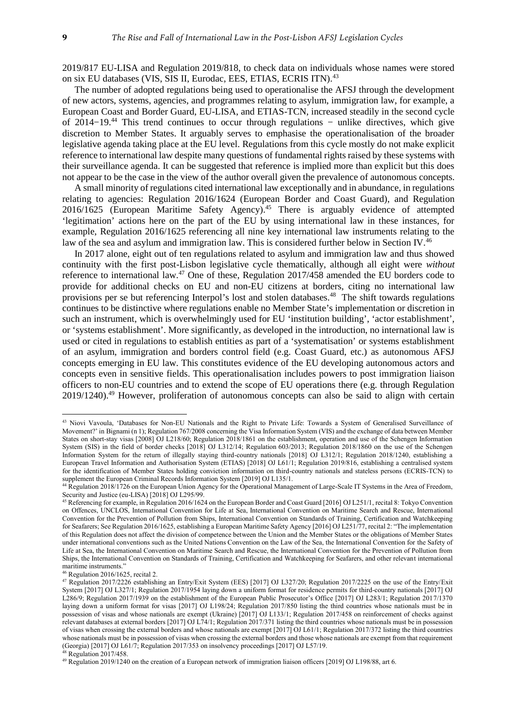2019/817 EU-LISA and Regulation 2019/818, to check data on individuals whose names were stored on six EU databases (VIS, SIS II, Eurodac, EES, ETIAS, ECRIS ITN).[43]

The number of adopted regulations being used to operationalise the AFSJ through the development of new actors, systems, agencies, and programmes relating to asylum, immigration law, for example, a European Coast and Border Guard, EU-LISA, and ETIAS-TCN, increased steadily in the second cycle of 2014−19.[44] This trend continues to occur through regulations − unlike directives, which give discretion to Member States. It arguably serves to emphasise the operationalisation of the broader legislative agenda taking place at the EU level. Regulations from this cycle mostly do not make explicit reference to international law despite many questions of fundamental rights raised by these systems with their surveillance agenda. It can be suggested that reference is implied more than explicit but this does not appear to be the case in the view of the author overall given the prevalence of autonomous concepts.

A small minority of regulations cited international law exceptionally and in abundance, in regulations relating to agencies: Regulation 2016/1624 (European Border and Coast Guard), and Regulation 2016/1625 (European Maritime Safety Agency).[45] There is arguably evidence of attempted 'legitimation' actions here on the part of the EU by using international law in these instances, for example, Regulation 2016/1625 referencing all nine key international law instruments relating to the law of the sea and asylum and immigration law. This is considered further below in Section IV.[46]

In 2017 alone, eight out of ten regulations related to asylum and immigration law and thus showed continuity with the first post-Lisbon legislative cycle thematically, although all eight were *without* reference to international law.[47] One of these, Regulation 2017/458 amended the EU borders code to provide for additional checks on EU and non-EU citizens at borders, citing no international law provisions per se but referencing Interpol's lost and stolen databases.[48] The shift towards regulations continues to be distinctive where regulations enable no Member State's implementation or discretion in such an instrument, which is overwhelmingly used for EU 'institution building', 'actor establishment', or 'systems establishment'. More significantly, as developed in the introduction, no international law is used or cited in regulations to establish entities as part of a 'systematisation' or systems establishment of an asylum, immigration and borders control field (e.g. Coast Guard, etc.) as autonomous AFSJ concepts emerging in EU law. This constitutes evidence of the EU developing autonomous actors and concepts even in sensitive fields. This operationalisation includes powers to post immigration liaison officers to non-EU countries and to extend the scope of EU operations there (e.g. through Regulation 2019/1240).[49] However, proliferation of autonomous concepts can also be said to align with certain

---

[43] Niovi Vavoula, 'Databases for Non-EU Nationals and the Right to Private Life: Towards a System of Generalised Surveillance of Movement?' in Bignami (n 1); Regulation 767/2008 concerning the Visa Information System (VIS) and the exchange of data between Member States on short-stay visas [2008] OJ L218/60; Regulation 2018/1861 on the establishment, operation and use of the Schengen Information System (SIS) in the field of border checks [2018] OJ L312/14; Regulation 603/2013; Regulation 2018/1860 on the use of the Schengen Information System for the return of illegally staying third-country nationals [2018] OJ L312/1; Regulation 2018/1240, establishing a European Travel Information and Authorisation System (ETIAS) [2018] OJ L61/1; Regulation 2019/816, establishing a centralised system for the identification of Member States holding conviction information on third-country nationals and stateless persons (ECRIS-TCN) to supplement the European Criminal Records Information System [2019] OJ L135/1.

[44] Regulation 2018/1726 on the European Union Agency for the Operational Management of Large-Scale IT Systems in the Area of Freedom, Security and Justice (eu-LISA) [2018] OJ L295/99.

[45] Referencing for example, in Regulation 2016/1624 on the European Border and Coast Guard [2016] OJ L251/1, recital 8: Tokyo Convention on Offences, UNCLOS, International Convention for Life at Sea, International Convention on Maritime Search and Rescue, International Convention for the Prevention of Pollution from Ships, International Convention on Standards of Training, Certification and Watchkeeping for Seafarers; See Regulation 2016/1625, establishing a European Maritime Safety Agency [2016] OJ L251/77, recital 2: "The implementation of this Regulation does not affect the division of competence between the Union and the Member States or the obligations of Member States under international conventions such as the United Nations Convention on the Law of the Sea, the International Convention for the Safety of Life at Sea, the International Convention on Maritime Search and Rescue, the International Convention for the Prevention of Pollution from Ships, the International Convention on Standards of Training, Certification and Watchkeeping for Seafarers, and other relevant international maritime instruments."

[46] Regulation 2016/1625, recital 2.

[47] Regulation 2017/2226 establishing an Entry/Exit System (EES) [2017] OJ L327/20; Regulation 2017/2225 on the use of the Entry/Exit System [2017] OJ L327/1; Regulation 2017/1954 laying down a uniform format for residence permits for third-country nationals [2017] OJ L286/9; Regulation 2017/1939 on the establishment of the European Public Prosecutor's Office [2017] OJ L283/1; Regulation 2017/1370 laying down a uniform format for visas [2017] OJ L198/24; Regulation 2017/850 listing the third countries whose nationals must be in possession of visas and whose nationals are exempt (Ukraine) [2017] OJ L133/1; Regulation 2017/458 on reinforcement of checks against relevant databases at external borders [2017] OJ L74/1; Regulation 2017/371 listing the third countries whose nationals must be in possession of visas when crossing the external borders and whose nationals are exempt [2017] OJ L61/1; Regulation 2017/372 listing the third countries whose nationals must be in possession of visas when crossing the external borders and those whose nationals are exempt from that requirement (Georgia) [2017] OJ L61/7; Regulation 2017/353 on insolvency proceedings [2017] OJ L57/19.

[48] Regulation 2017/458.

[49] Regulation 2019/1240 on the creation of a European network of immigration liaison officers [2019] OJ L198/88, art 6.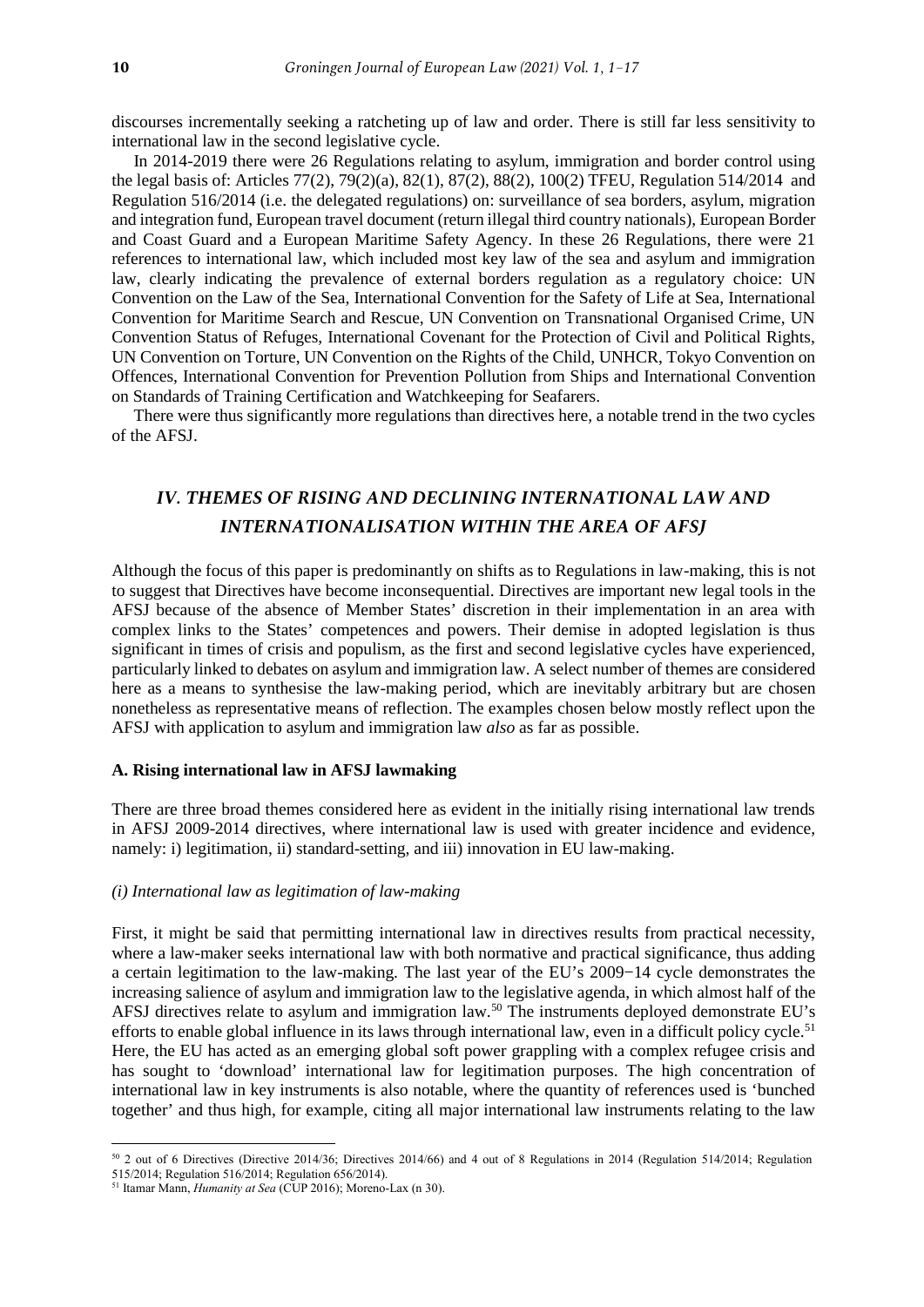discourses incrementally seeking a ratcheting up of law and order. There is still far less sensitivity to international law in the second legislative cycle.

In 2014-2019 there were 26 Regulations relating to asylum, immigration and border control using the legal basis of: Articles 77(2), 79(2)(a), 82(1), 87(2), 88(2), 100(2) TFEU, Regulation 514/2014 and Regulation 516/2014 (i.e. the delegated regulations) on: surveillance of sea borders, asylum, migration and integration fund, European travel document (return illegal third country nationals), European Border and Coast Guard and a European Maritime Safety Agency. In these 26 Regulations, there were 21 references to international law, which included most key law of the sea and asylum and immigration law, clearly indicating the prevalence of external borders regulation as a regulatory choice: UN Convention on the Law of the Sea, International Convention for the Safety of Life at Sea, International Convention for Maritime Search and Rescue, UN Convention on Transnational Organised Crime, UN Convention Status of Refugees, International Covenant for the Protection of Civil and Political Rights, UN Convention on Torture, UN Convention on the Rights of the Child, UNHCR, Tokyo Convention on Offences, International Convention for Prevention Pollution from Ships and International Convention on Standards of Training Certification and Watchkeeping for Seafarers.

There were thus significantly more regulations than directives here, a notable trend in the two cycles of the AFSJ.

## *IV. THEMES OF RISING AND DECLINING INTERNATIONAL LAW AND INTERNATIONALISATION WITHIN THE AREA OF AFSJ*

Although the focus of this paper is predominantly on shifts as to Regulations in law-making, this is not to suggest that Directives have become inconsequential. Directives are important new legal tools in the AFSJ because of the absence of Member States' discretion in their implementation in an area with complex links to the States' competences and powers. Their demise in adopted legislation is thus significant in times of crisis and populism, as the first and second legislative cycles have experienced, particularly linked to debates on asylum and immigration law. A select number of themes are considered here as a means to synthesise the law-making period, which are inevitably arbitrary but are chosen nonetheless as representative means of reflection. The examples chosen below mostly reflect upon the AFSJ with application to asylum and immigration law *also* as far as possible.

### A. Rising international law in AFSJ lawmaking

There are three broad themes considered here as evident in the initially rising international law trends in AFSJ 2009-2014 directives, where international law is used with greater incidence and evidence, namely: i) legitimation, ii) standard-setting, and iii) innovation in EU law-making.

#### *(i) International law as legitimation of law-making*

First, it might be said that permitting international law in directives results from practical necessity, where a law-maker seeks international law with both normative and practical significance, thus adding a certain legitimation to the law-making. The last year of the EU's 2009−14 cycle demonstrates the increasing salience of asylum and immigration law to the legislative agenda, in which almost half of the AFSJ directives relate to asylum and immigration law.[50] The instruments deployed demonstrate EU's efforts to enable global influence in its laws through international law, even in a difficult policy cycle.[51] Here, the EU has acted as an emerging global soft power grappling with a complex refugee crisis and has sought to 'download' international law for legitimation purposes. The high concentration of international law in key instruments is also notable, where the quantity of references used is 'bunched together' and thus high, for example, citing all major international law instruments relating to the law

---

[50] 2 out of 6 Directives (Directive 2014/36; Directives 2014/66) and 4 out of 8 Regulations in 2014 (Regulation 514/2014; Regulation 515/2014; Regulation 516/2014; Regulation 656/2014).

[51] Itamar Mann, *Humanity at Sea* (CUP 2016); Moreno-Lax (n 30).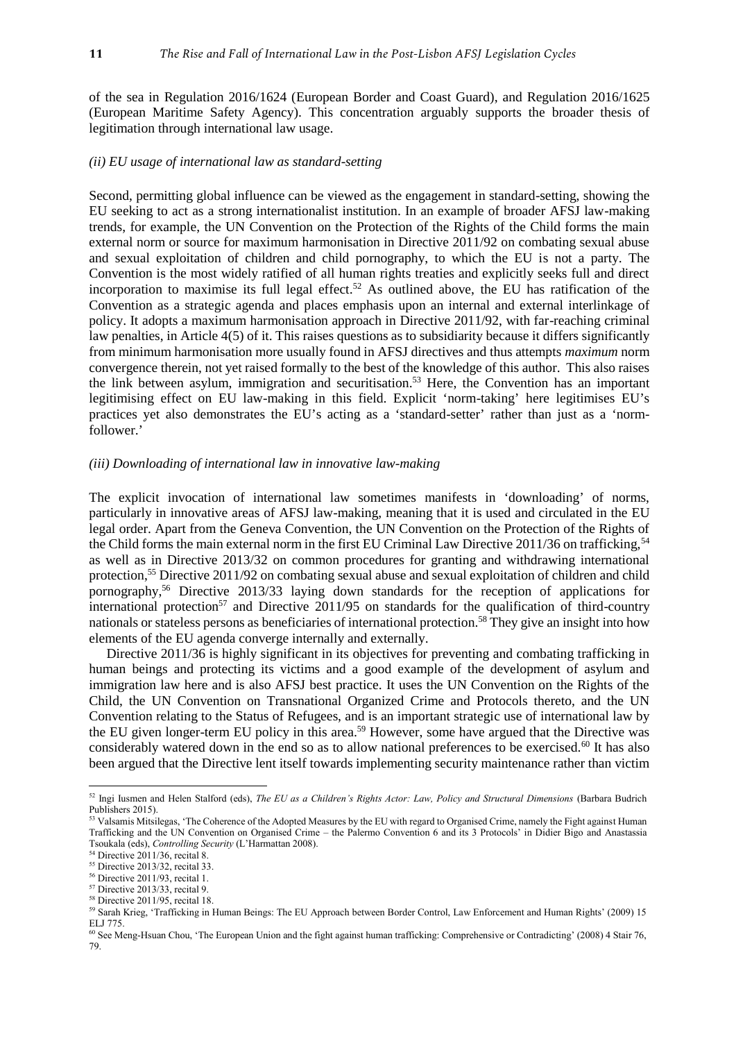of the sea in Regulation 2016/1624 (European Border and Coast Guard), and Regulation 2016/1625 (European Maritime Safety Agency). This concentration arguably supports the broader thesis of legitimation through international law usage.

*(ii) EU usage of international law as standard-setting*

Second, permitting global influence can be viewed as the engagement in standard-setting, showing the EU seeking to act as a strong internationalist institution. In an example of broader AFSJ law-making trends, for example, the UN Convention on the Protection of the Rights of the Child forms the main external norm or source for maximum harmonisation in Directive 2011/92 on combating sexual abuse and sexual exploitation of children and child pornography, to which the EU is not a party. The Convention is the most widely ratified of all human rights treaties and explicitly seeks full and direct incorporation to maximise its full legal effect.[52] As outlined above, the EU has ratification of the Convention as a strategic agenda and places emphasis upon an internal and external interlinkage of policy. It adopts a maximum harmonisation approach in Directive 2011/92, with far-reaching criminal law penalties, in Article 4(5) of it. This raises questions as to subsidiarity because it differs significantly from minimum harmonisation more usually found in AFSJ directives and thus attempts *maximum* norm convergence therein, not yet raised formally to the best of the knowledge of this author. This also raises the link between asylum, immigration and securitisation.[53] Here, the Convention has an important legitimising effect on EU law-making in this field. Explicit 'norm-taking' here legitimises EU's practices yet also demonstrates the EU's acting as a 'standard-setter' rather than just as a 'norm-follower.'

*(iii) Downloading of international law in innovative law-making*

The explicit invocation of international law sometimes manifests in 'downloading' of norms, particularly in innovative areas of AFSJ law-making, meaning that it is used and circulated in the EU legal order. Apart from the Geneva Convention, the UN Convention on the Protection of the Rights of the Child forms the main external norm in the first EU Criminal Law Directive 2011/36 on trafficking,[54] as well as in Directive 2013/32 on common procedures for granting and withdrawing international protection,[55] Directive 2011/92 on combating sexual abuse and sexual exploitation of children and child pornography,[56] Directive 2013/33 laying down standards for the reception of applications for international protection[57] and Directive 2011/95 on standards for the qualification of third-country nationals or stateless persons as beneficiaries of international protection.[58] They give an insight into how elements of the EU agenda converge internally and externally.

Directive 2011/36 is highly significant in its objectives for preventing and combating trafficking in human beings and protecting its victims and a good example of the development of asylum and immigration law here and is also AFSJ best practice. It uses the UN Convention on the Rights of the Child, the UN Convention on Transnational Organized Crime and Protocols thereto, and the UN Convention relating to the Status of Refugees, and is an important strategic use of international law by the EU given longer-term EU policy in this area.[59] However, some have argued that the Directive was considerably watered down in the end so as to allow national preferences to be exercised.[60] It has also been argued that the Directive lent itself towards implementing security maintenance rather than victim

[52] Ingi Iusmen and Helen Stalford (eds), *The EU as a Children's Rights Actor: Law, Policy and Structural Dimensions* (Barbara Budrich Publishers 2015).

[53] Valsamis Mitsilegas, 'The Coherence of the Adopted Measures by the EU with regard to Organised Crime, namely the Fight against Human Trafficking and the UN Convention on Organised Crime – the Palermo Convention 6 and its 3 Protocols' in Didier Bigo and Anastassia Tsoukala (eds), *Controlling Security* (L'Harmattan 2008).

[54] Directive 2011/36, recital 8.

[55] Directive 2013/32, recital 33.

[56] Directive 2011/93, recital 1.

[57] Directive 2013/33, recital 9.

[58] Directive 2011/95, recital 18.

[59] Sarah Krieg, 'Trafficking in Human Beings: The EU Approach between Border Control, Law Enforcement and Human Rights' (2009) 15 ELJ 775.

[60] See Meng-Hsuan Chou, 'The European Union and the fight against human trafficking: Comprehensive or Contradicting' (2008) 4 Stair 76, 79.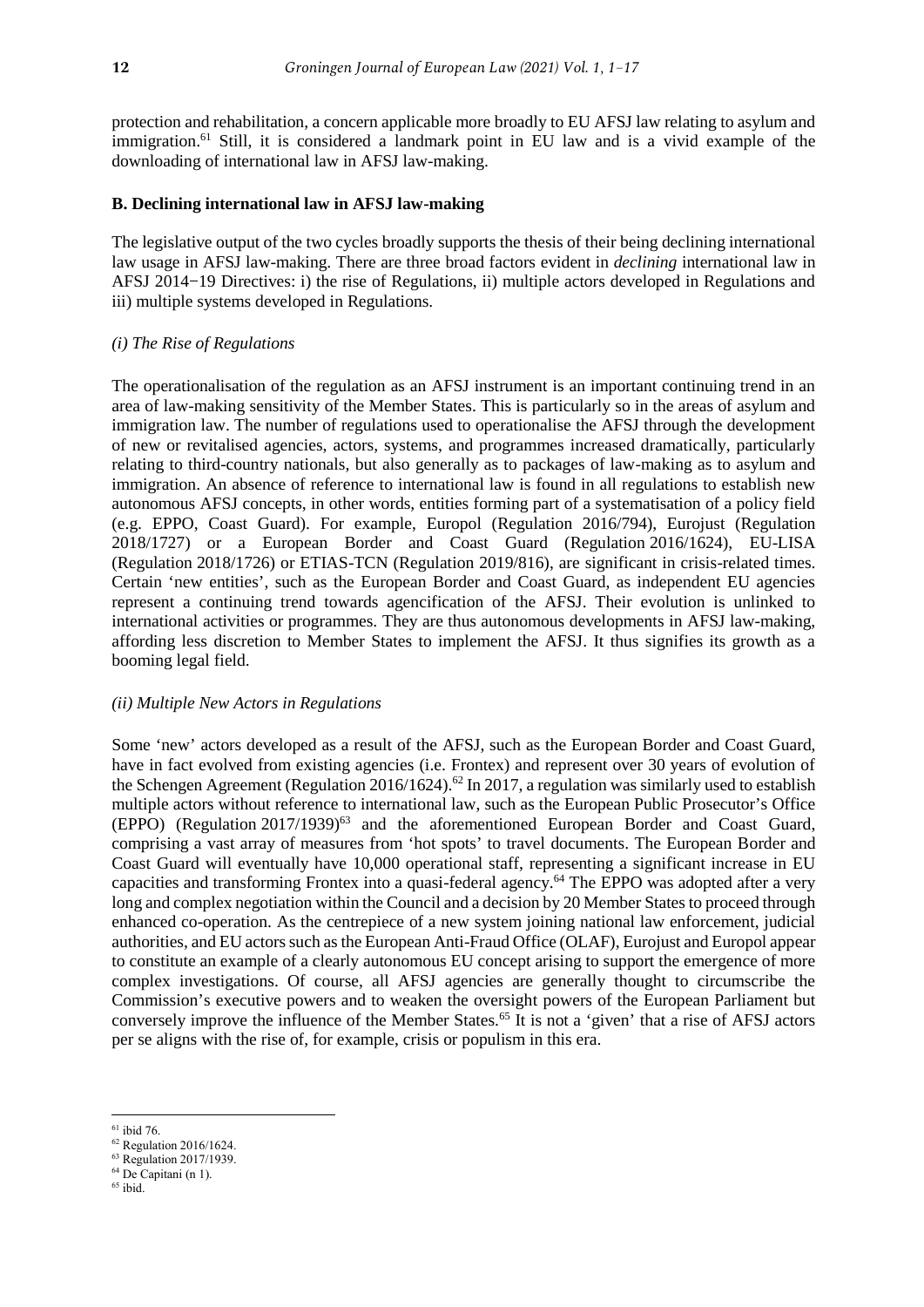protection and rehabilitation, a concern applicable more broadly to EU AFSJ law relating to asylum and immigration.[61] Still, it is considered a landmark point in EU law and is a vivid example of the downloading of international law in AFSJ law-making.

### B. Declining international law in AFSJ law-making

The legislative output of the two cycles broadly supports the thesis of their being declining international law usage in AFSJ law-making. There are three broad factors evident in *declining* international law in AFSJ 2014−19 Directives: i) the rise of Regulations, ii) multiple actors developed in Regulations and iii) multiple systems developed in Regulations.

#### *(i) The Rise of Regulations*

The operationalisation of the regulation as an AFSJ instrument is an important continuing trend in an area of law-making sensitivity of the Member States. This is particularly so in the areas of asylum and immigration law. The number of regulations used to operationalise the AFSJ through the development of new or revitalised agencies, actors, systems, and programmes increased dramatically, particularly relating to third-country nationals, but also generally as to packages of law-making as to asylum and immigration. An absence of reference to international law is found in all regulations to establish new autonomous AFSJ concepts, in other words, entities forming part of a systematisation of a policy field (e.g. EPPO, Coast Guard). For example, Europol (Regulation 2016/794), Eurojust (Regulation 2018/1727) or a European Border and Coast Guard (Regulation 2016/1624), EU-LISA (Regulation 2018/1726) or ETIAS-TCN (Regulation 2019/816), are significant in crisis-related times. Certain 'new entities', such as the European Border and Coast Guard, as independent EU agencies represent a continuing trend towards agencification of the AFSJ. Their evolution is unlinked to international activities or programmes. They are thus autonomous developments in AFSJ law-making, affording less discretion to Member States to implement the AFSJ. It thus signifies its growth as a booming legal field.

#### *(ii) Multiple New Actors in Regulations*

Some 'new' actors developed as a result of the AFSJ, such as the European Border and Coast Guard, have in fact evolved from existing agencies (i.e. Frontex) and represent over 30 years of evolution of the Schengen Agreement (Regulation 2016/1624).[62] In 2017, a regulation was similarly used to establish multiple actors without reference to international law, such as the European Public Prosecutor's Office (EPPO) (Regulation 2017/1939)[63] and the aforementioned European Border and Coast Guard, comprising a vast array of measures from 'hot spots' to travel documents. The European Border and Coast Guard will eventually have 10,000 operational staff, representing a significant increase in EU capacities and transforming Frontex into a quasi-federal agency.[64] The EPPO was adopted after a very long and complex negotiation within the Council and a decision by 20 Member States to proceed through enhanced co-operation. As the centrepiece of a new system joining national law enforcement, judicial authorities, and EU actors such as the European Anti-Fraud Office (OLAF), Eurojust and Europol appear to constitute an example of a clearly autonomous EU concept arising to support the emergence of more complex investigations. Of course, all AFSJ agencies are generally thought to circumscribe the Commission's executive powers and to weaken the oversight powers of the European Parliament but conversely improve the influence of the Member States.[65] It is not a 'given' that a rise of AFSJ actors per se aligns with the rise of, for example, crisis or populism in this era.

---

[61] ibid 76.

[62] Regulation 2016/1624.

[63] Regulation 2017/1939.

[64] De Capitani (n 1).

[65] ibid.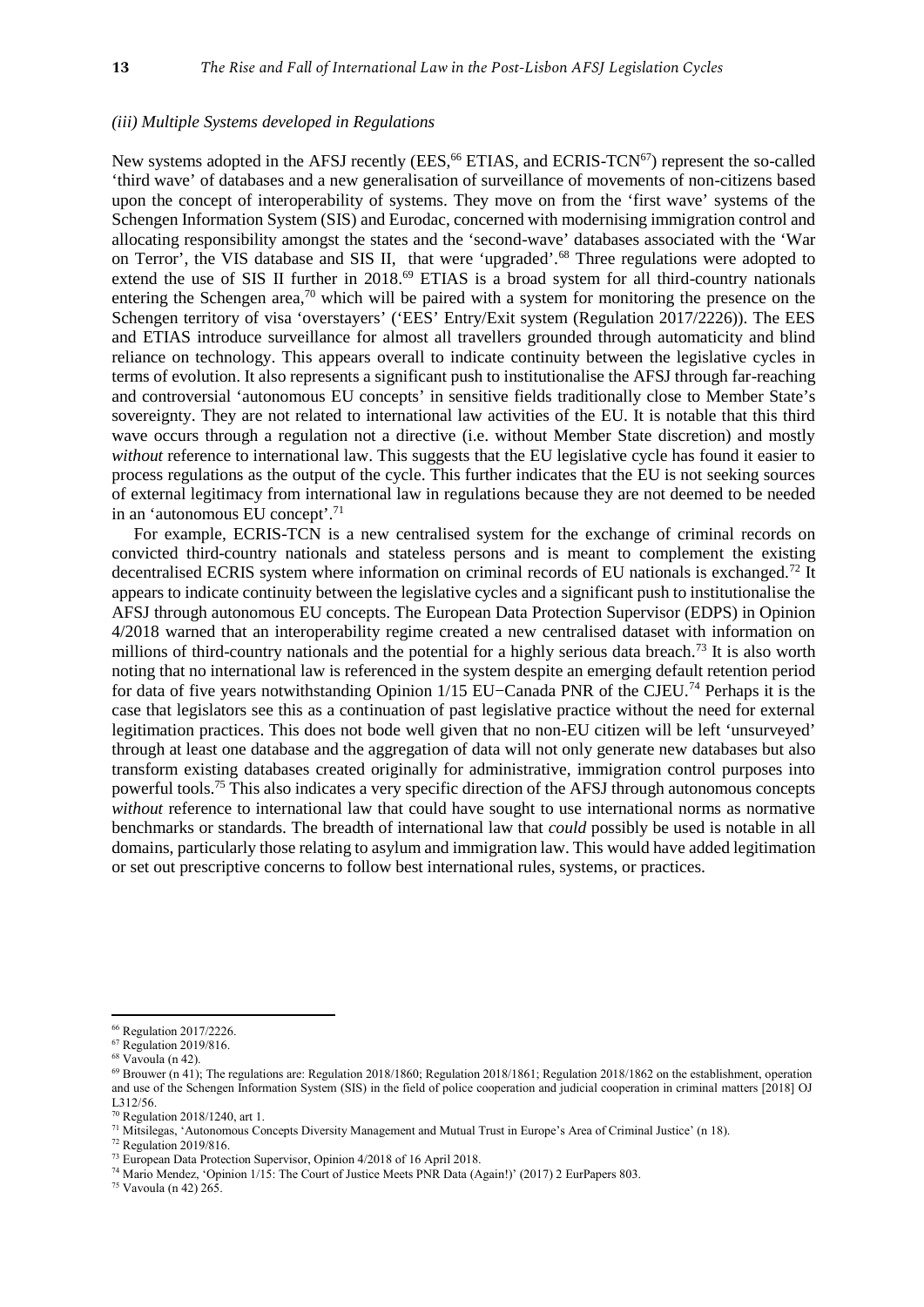*(iii) Multiple Systems developed in Regulations*

New systems adopted in the AFSJ recently (EES,[66] ETIAS, and ECRIS-TCN[67]) represent the so-called 'third wave' of databases and a new generalisation of surveillance of movements of non-citizens based upon the concept of interoperability of systems. They move on from the 'first wave' systems of the Schengen Information System (SIS) and Eurodac, concerned with modernising immigration control and allocating responsibility amongst the states and the 'second-wave' databases associated with the 'War on Terror', the VIS database and SIS II, that were 'upgraded'.[68] Three regulations were adopted to extend the use of SIS II further in 2018.[69] ETIAS is a broad system for all third-country nationals entering the Schengen area,[70] which will be paired with a system for monitoring the presence on the Schengen territory of visa 'overstayers' ('EES' Entry/Exit system (Regulation 2017/2226)). The EES and ETIAS introduce surveillance for almost all travellers grounded through automaticity and blind reliance on technology. This appears overall to indicate continuity between the legislative cycles in terms of evolution. It also represents a significant push to institutionalise the AFSJ through far-reaching and controversial 'autonomous EU concepts' in sensitive fields traditionally close to Member State's sovereignty. They are not related to international law activities of the EU. It is notable that this third wave occurs through a regulation not a directive (i.e. without Member State discretion) and mostly *without* reference to international law. This suggests that the EU legislative cycle has found it easier to process regulations as the output of the cycle. This further indicates that the EU is not seeking sources of external legitimacy from international law in regulations because they are not deemed to be needed in an 'autonomous EU concept'.[71]

For example, ECRIS-TCN is a new centralised system for the exchange of criminal records on convicted third-country nationals and stateless persons and is meant to complement the existing decentralised ECRIS system where information on criminal records of EU nationals is exchanged.[72] It appears to indicate continuity between the legislative cycles and a significant push to institutionalise the AFSJ through autonomous EU concepts. The European Data Protection Supervisor (EDPS) in Opinion 4/2018 warned that an interoperability regime created a new centralised dataset with information on millions of third-country nationals and the potential for a highly serious data breach.[73] It is also worth noting that no international law is referenced in the system despite an emerging default retention period for data of five years notwithstanding Opinion 1/15 EU−Canada PNR of the CJEU.[74] Perhaps it is the case that legislators see this as a continuation of past legislative practice without the need for external legitimation practices. This does not bode well given that no non-EU citizen will be left 'unsurveyed' through at least one database and the aggregation of data will not only generate new databases but also transform existing databases created originally for administrative, immigration control purposes into powerful tools.[75] This also indicates a very specific direction of the AFSJ through autonomous concepts *without* reference to international law that could have sought to use international norms as normative benchmarks or standards. The breadth of international law that *could* possibly be used is notable in all domains, particularly those relating to asylum and immigration law. This would have added legitimation or set out prescriptive concerns to follow best international rules, systems, or practices.

---

[66] Regulation 2017/2226.

[67] Regulation 2019/816.

[68] Vavoula (n 42).

[69] Brouwer (n 41); The regulations are: Regulation 2018/1860; Regulation 2018/1861; Regulation 2018/1862 on the establishment, operation and use of the Schengen Information System (SIS) in the field of police cooperation and judicial cooperation in criminal matters [2018] OJ L312/56.

[70] Regulation 2018/1240, art 1.

[71] Mitsilegas, 'Autonomous Concepts Diversity Management and Mutual Trust in Europe's Area of Criminal Justice' (n 18).

[72] Regulation 2019/816.

[73] European Data Protection Supervisor, Opinion 4/2018 of 16 April 2018.

[74] Mario Mendez, 'Opinion 1/15: The Court of Justice Meets PNR Data (Again!)' (2017) 2 EurPapers 803.

[75] Vavoula (n 42) 265.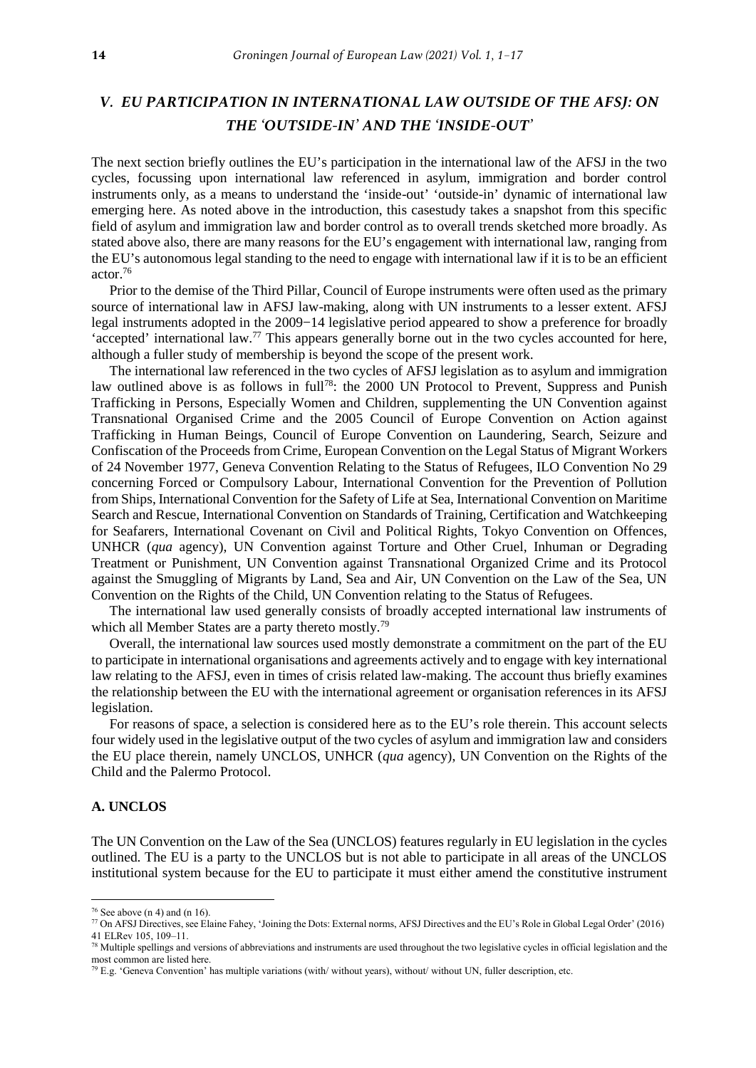## *V. EU PARTICIPATION IN INTERNATIONAL LAW OUTSIDE OF THE AFSJ: ON THE 'OUTSIDE-IN' AND THE 'INSIDE-OUT'*

The next section briefly outlines the EU's participation in the international law of the AFSJ in the two cycles, focussing upon international law referenced in asylum, immigration and border control instruments only, as a means to understand the 'inside-out' 'outside-in' dynamic of international law emerging here. As noted above in the introduction, this casestudy takes a snapshot from this specific field of asylum and immigration law and border control as to overall trends sketched more broadly. As stated above also, there are many reasons for the EU's engagement with international law, ranging from the EU's autonomous legal standing to the need to engage with international law if it is to be an efficient actor.[76]

Prior to the demise of the Third Pillar, Council of Europe instruments were often used as the primary source of international law in AFSJ law-making, along with UN instruments to a lesser extent. AFSJ legal instruments adopted in the 2009−14 legislative period appeared to show a preference for broadly 'accepted' international law.[77] This appears generally borne out in the two cycles accounted for here, although a fuller study of membership is beyond the scope of the present work.

The international law referenced in the two cycles of AFSJ legislation as to asylum and immigration law outlined above is as follows in full[78]: the 2000 UN Protocol to Prevent, Suppress and Punish Trafficking in Persons, Especially Women and Children, supplementing the UN Convention against Transnational Organised Crime and the 2005 Council of Europe Convention on Action against Trafficking in Human Beings, Council of Europe Convention on Laundering, Search, Seizure and Confiscation of the Proceeds from Crime, European Convention on the Legal Status of Migrant Workers of 24 November 1977, Geneva Convention Relating to the Status of Refugees, ILO Convention No 29 concerning Forced or Compulsory Labour, International Convention for the Prevention of Pollution from Ships, International Convention for the Safety of Life at Sea, International Convention on Maritime Search and Rescue, International Convention on Standards of Training, Certification and Watchkeeping for Seafarers, International Covenant on Civil and Political Rights, Tokyo Convention on Offences, UNHCR (*qua* agency), UN Convention against Torture and Other Cruel, Inhuman or Degrading Treatment or Punishment, UN Convention against Transnational Organized Crime and its Protocol against the Smuggling of Migrants by Land, Sea and Air, UN Convention on the Law of the Sea, UN Convention on the Rights of the Child, UN Convention relating to the Status of Refugees.

The international law used generally consists of broadly accepted international law instruments of which all Member States are a party thereto mostly.[79]

Overall, the international law sources used mostly demonstrate a commitment on the part of the EU to participate in international organisations and agreements actively and to engage with key international law relating to the AFSJ, even in times of crisis related law-making. The account thus briefly examines the relationship between the EU with the international agreement or organisation references in its AFSJ legislation.

For reasons of space, a selection is considered here as to the EU's role therein. This account selects four widely used in the legislative output of the two cycles of asylum and immigration law and considers the EU place therein, namely UNCLOS, UNHCR (*qua* agency), UN Convention on the Rights of the Child and the Palermo Protocol.

### A. UNCLOS

The UN Convention on the Law of the Sea (UNCLOS) features regularly in EU legislation in the cycles outlined. The EU is a party to the UNCLOS but is not able to participate in all areas of the UNCLOS institutional system because for the EU to participate it must either amend the constitutive instrument

---

[76] See above (n 4) and (n 16).

[77] On AFSJ Directives, see Elaine Fahey, 'Joining the Dots: External norms, AFSJ Directives and the EU's Role in Global Legal Order' (2016) 41 ELRev 105, 109–11.

[78] Multiple spellings and versions of abbreviations and instruments are used throughout the two legislative cycles in official legislation and the most common are listed here.

[79] E.g. 'Geneva Convention' has multiple variations (with/ without years), without/ without UN, fuller description, etc.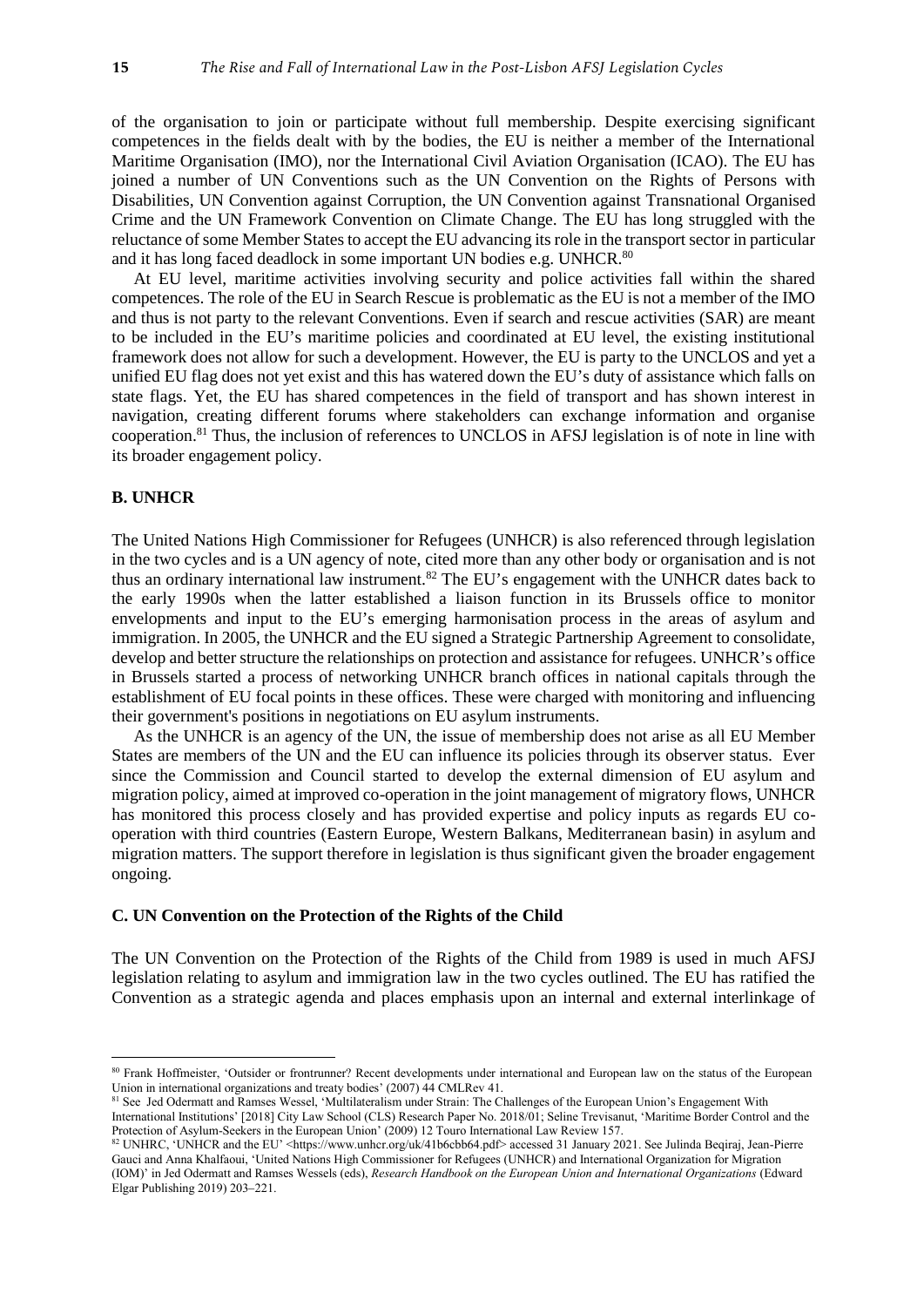of the organisation to join or participate without full membership. Despite exercising significant competences in the fields dealt with by the bodies, the EU is neither a member of the International Maritime Organisation (IMO), nor the International Civil Aviation Organisation (ICAO). The EU has joined a number of UN Conventions such as the UN Convention on the Rights of Persons with Disabilities, UN Convention against Corruption, the UN Convention against Transnational Organised Crime and the UN Framework Convention on Climate Change. The EU has long struggled with the reluctance of some Member States to accept the EU advancing its role in the transport sector in particular and it has long faced deadlock in some important UN bodies e.g. UNHCR.[80]

At EU level, maritime activities involving security and police activities fall within the shared competences. The role of the EU in Search Rescue is problematic as the EU is not a member of the IMO and thus is not party to the relevant Conventions. Even if search and rescue activities (SAR) are meant to be included in the EU's maritime policies and coordinated at EU level, the existing institutional framework does not allow for such a development. However, the EU is party to the UNCLOS and yet a unified EU flag does not yet exist and this has watered down the EU's duty of assistance which falls on state flags. Yet, the EU has shared competences in the field of transport and has shown interest in navigation, creating different forums where stakeholders can exchange information and organise cooperation.[81] Thus, the inclusion of references to UNCLOS in AFSJ legislation is of note in line with its broader engagement policy.

### B. UNHCR

The United Nations High Commissioner for Refugees (UNHCR) is also referenced through legislation in the two cycles and is a UN agency of note, cited more than any other body or organisation and is not thus an ordinary international law instrument.[82] The EU's engagement with the UNHCR dates back to the early 1990s when the latter established a liaison function in its Brussels office to monitor envelopments and input to the EU's emerging harmonisation process in the areas of asylum and immigration. In 2005, the UNHCR and the EU signed a Strategic Partnership Agreement to consolidate, develop and better structure the relationships on protection and assistance for refugees. UNHCR's office in Brussels started a process of networking UNHCR branch offices in national capitals through the establishment of EU focal points in these offices. These were charged with monitoring and influencing their government's positions in negotiations on EU asylum instruments.

As the UNHCR is an agency of the UN, the issue of membership does not arise as all EU Member States are members of the UN and the EU can influence its policies through its observer status. Ever since the Commission and Council started to develop the external dimension of EU asylum and migration policy, aimed at improved co-operation in the joint management of migratory flows, UNHCR has monitored this process closely and has provided expertise and policy inputs as regards EU co-operation with third countries (Eastern Europe, Western Balkans, Mediterranean basin) in asylum and migration matters. The support therefore in legislation is thus significant given the broader engagement ongoing.

### C. UN Convention on the Protection of the Rights of the Child

The UN Convention on the Protection of the Rights of the Child from 1989 is used in much AFSJ legislation relating to asylum and immigration law in the two cycles outlined. The EU has ratified the Convention as a strategic agenda and places emphasis upon an internal and external interlinkage of

---

[80] Frank Hoffmeister, 'Outsider or frontrunner? Recent developments under international and European law on the status of the European Union in international organizations and treaty bodies' (2007) 44 CMLRev 41.

[81] See Jed Odermatt and Ramses Wessel, 'Multilateralism under Strain: The Challenges of the European Union's Engagement With International Institutions' [2018] City Law School (CLS) Research Paper No. 2018/01; Seline Trevisanut, 'Maritime Border Control and the Protection of Asylum-Seekers in the European Union' (2009) 12 Touro International Law Review 157.

[82] UNHRC, 'UNHCR and the EU' <https://www.unhcr.org/uk/41b6cbb64.pdf> accessed 31 January 2021. See Julinda Beqiraj, Jean-Pierre Gauci and Anna Khalfaoui, 'United Nations High Commissioner for Refugees (UNHCR) and International Organization for Migration (IOM)' in Jed Odermatt and Ramses Wessels (eds), *Research Handbook on the European Union and International Organizations* (Edward Elgar Publishing 2019) 203–221.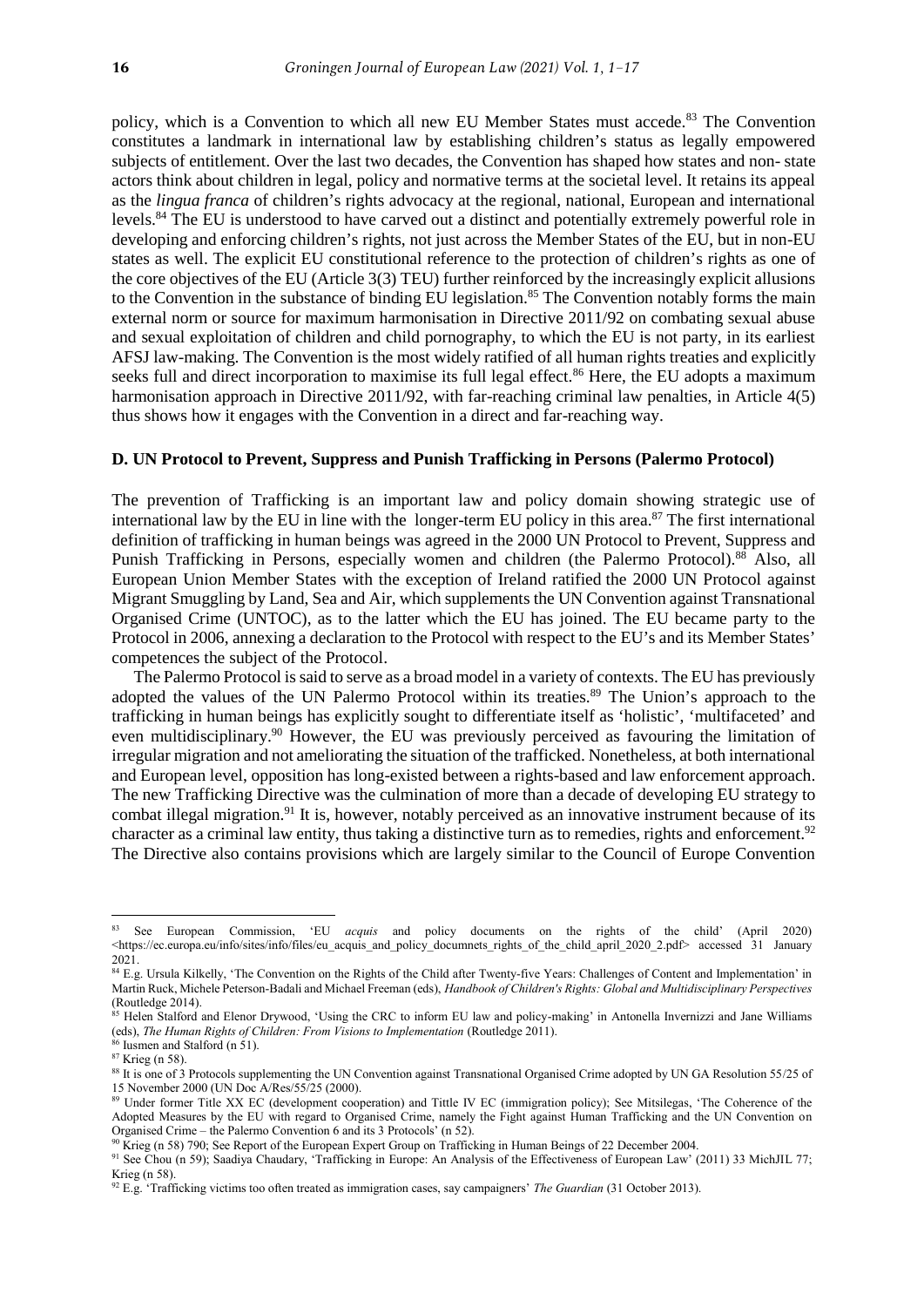policy, which is a Convention to which all new EU Member States must accede.[83] The Convention constitutes a landmark in international law by establishing children's status as legally empowered subjects of entitlement. Over the last two decades, the Convention has shaped how states and non- state actors think about children in legal, policy and normative terms at the societal level. It retains its appeal as the *lingua franca* of children's rights advocacy at the regional, national, European and international levels.[84] The EU is understood to have carved out a distinct and potentially extremely powerful role in developing and enforcing children's rights, not just across the Member States of the EU, but in non-EU states as well. The explicit EU constitutional reference to the protection of children's rights as one of the core objectives of the EU (Article 3(3) TEU) further reinforced by the increasingly explicit allusions to the Convention in the substance of binding EU legislation.[85] The Convention notably forms the main external norm or source for maximum harmonisation in Directive 2011/92 on combating sexual abuse and sexual exploitation of children and child pornography, to which the EU is not party, in its earliest AFSJ law-making. The Convention is the most widely ratified of all human rights treaties and explicitly seeks full and direct incorporation to maximise its full legal effect.[86] Here, the EU adopts a maximum harmonisation approach in Directive 2011/92, with far-reaching criminal law penalties, in Article 4(5) thus shows how it engages with the Convention in a direct and far-reaching way.

### D. UN Protocol to Prevent, Suppress and Punish Trafficking in Persons (Palermo Protocol)

The prevention of Trafficking is an important law and policy domain showing strategic use of international law by the EU in line with the longer-term EU policy in this area.[87] The first international definition of trafficking in human beings was agreed in the 2000 UN Protocol to Prevent, Suppress and Punish Trafficking in Persons, especially women and children (the Palermo Protocol).[88] Also, all European Union Member States with the exception of Ireland ratified the 2000 UN Protocol against Migrant Smuggling by Land, Sea and Air, which supplements the UN Convention against Transnational Organised Crime (UNTOC), as to the latter which the EU has joined. The EU became party to the Protocol in 2006, annexing a declaration to the Protocol with respect to the EU's and its Member States' competences the subject of the Protocol.

The Palermo Protocol is said to serve as a broad model in a variety of contexts. The EU has previously adopted the values of the UN Palermo Protocol within its treaties.[89] The Union's approach to the trafficking in human beings has explicitly sought to differentiate itself as 'holistic', 'multifaceted' and even multidisciplinary.[90] However, the EU was previously perceived as favouring the limitation of irregular migration and not ameliorating the situation of the trafficked. Nonetheless, at both international and European level, opposition has long-existed between a rights-based and law enforcement approach. The new Trafficking Directive was the culmination of more than a decade of developing EU strategy to combat illegal migration.[91] It is, however, notably perceived as an innovative instrument because of its character as a criminal law entity, thus taking a distinctive turn as to remedies, rights and enforcement.[92] The Directive also contains provisions which are largely similar to the Council of Europe Convention

---

[83] See European Commission, 'EU *acquis* and policy documents on the rights of the child' (April 2020) <https://ec.europa.eu/info/sites/info/files/eu_acquis_and_policy_documnets_rights_of_the_child_april_2020_2.pdf> accessed 31 January 2021.

[84] E.g. Ursula Kilkelly, 'The Convention on the Rights of the Child after Twenty-five Years: Challenges of Content and Implementation' in Martin Ruck, Michele Peterson-Badali and Michael Freeman (eds), *Handbook of Children's Rights: Global and Multidisciplinary Perspectives* (Routledge 2014).

[85] Helen Stalford and Elenor Drywood, 'Using the CRC to inform EU law and policy-making' in Antonella Invernizzi and Jane Williams (eds), *The Human Rights of Children: From Visions to Implementation* (Routledge 2011).

[86] Iusmen and Stalford (n 51).

[87] Krieg (n 58).

[88] It is one of 3 Protocols supplementing the UN Convention against Transnational Organised Crime adopted by UN GA Resolution 55/25 of 15 November 2000 (UN Doc A/Res/55/25 (2000).

[89] Under former Title XX EC (development cooperation) and Tittle IV EC (immigration policy); See Mitsilegas, 'The Coherence of the Adopted Measures by the EU with regard to Organised Crime, namely the Fight against Human Trafficking and the UN Convention on Organised Crime – the Palermo Convention 6 and its 3 Protocols' (n 52).

[90] Krieg (n 58) 790; See Report of the European Expert Group on Trafficking in Human Beings of 22 December 2004.

[91] See Chou (n 59); Saadiya Chaudary, 'Trafficking in Europe: An Analysis of the Effectiveness of European Law' (2011) 33 MichJIL 77; Krieg (n 58).

[92] E.g. 'Trafficking victims too often treated as immigration cases, say campaigners' *The Guardian* (31 October 2013).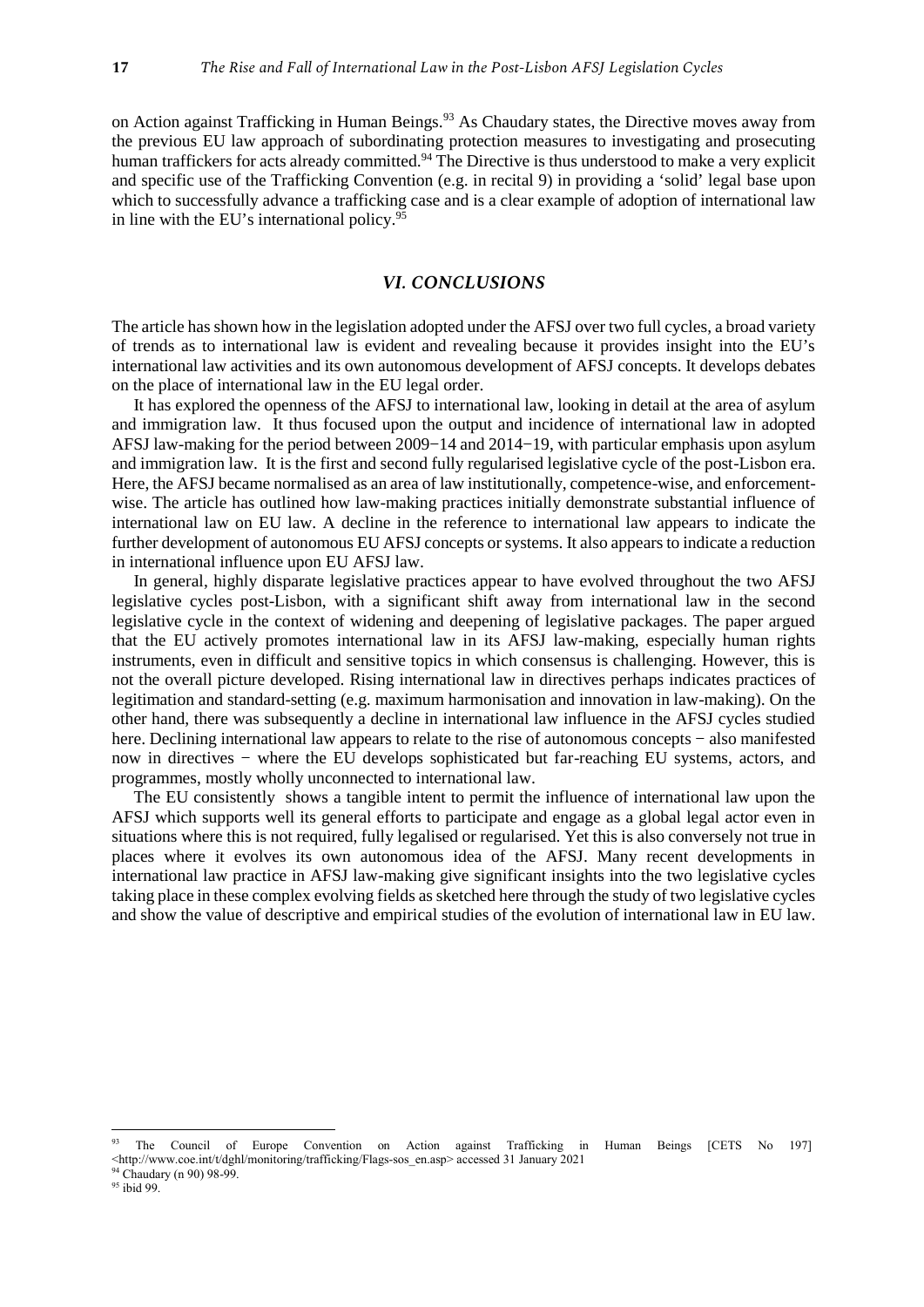on Action against Trafficking in Human Beings.[93] As Chaudary states, the Directive moves away from the previous EU law approach of subordinating protection measures to investigating and prosecuting human traffickers for acts already committed.[94] The Directive is thus understood to make a very explicit and specific use of the Trafficking Convention (e.g. in recital 9) in providing a 'solid' legal base upon which to successfully advance a trafficking case and is a clear example of adoption of international law in line with the EU's international policy.[95]

## *VI. CONCLUSIONS*

The article has shown how in the legislation adopted under the AFSJ over two full cycles, a broad variety of trends as to international law is evident and revealing because it provides insight into the EU's international law activities and its own autonomous development of AFSJ concepts. It develops debates on the place of international law in the EU legal order.

It has explored the openness of the AFSJ to international law, looking in detail at the area of asylum and immigration law. It thus focused upon the output and incidence of international law in adopted AFSJ law-making for the period between 2009−14 and 2014−19, with particular emphasis upon asylum and immigration law. It is the first and second fully regularised legislative cycle of the post-Lisbon era. Here, the AFSJ became normalised as an area of law institutionally, competence-wise, and enforcement-wise. The article has outlined how law-making practices initially demonstrate substantial influence of international law on EU law. A decline in the reference to international law appears to indicate the further development of autonomous EU AFSJ concepts or systems. It also appears to indicate a reduction in international influence upon EU AFSJ law.

In general, highly disparate legislative practices appear to have evolved throughout the two AFSJ legislative cycles post-Lisbon, with a significant shift away from international law in the second legislative cycle in the context of widening and deepening of legislative packages. The paper argued that the EU actively promotes international law in its AFSJ law-making, especially human rights instruments, even in difficult and sensitive topics in which consensus is challenging. However, this is not the overall picture developed. Rising international law in directives perhaps indicates practices of legitimation and standard-setting (e.g. maximum harmonisation and innovation in law-making). On the other hand, there was subsequently a decline in international law influence in the AFSJ cycles studied here. Declining international law appears to relate to the rise of autonomous concepts − also manifested now in directives − where the EU develops sophisticated but far-reaching EU systems, actors, and programmes, mostly wholly unconnected to international law.

The EU consistently shows a tangible intent to permit the influence of international law upon the AFSJ which supports well its general efforts to participate and engage as a global legal actor even in situations where this is not required, fully legalised or regularised. Yet this is also conversely not true in places where it evolves its own autonomous idea of the AFSJ. Many recent developments in international law practice in AFSJ law-making give significant insights into the two legislative cycles taking place in these complex evolving fields as sketched here through the study of two legislative cycles and show the value of descriptive and empirical studies of the evolution of international law in EU law.

---

[93] The Council of Europe Convention on Action against Trafficking in Human Beings [CETS No 197] <http://www.coe.int/t/dghl/monitoring/trafficking/Flags-sos_en.asp> accessed 31 January 2021

[94] Chaudary (n 90) 98-99.

[95] ibid 99.